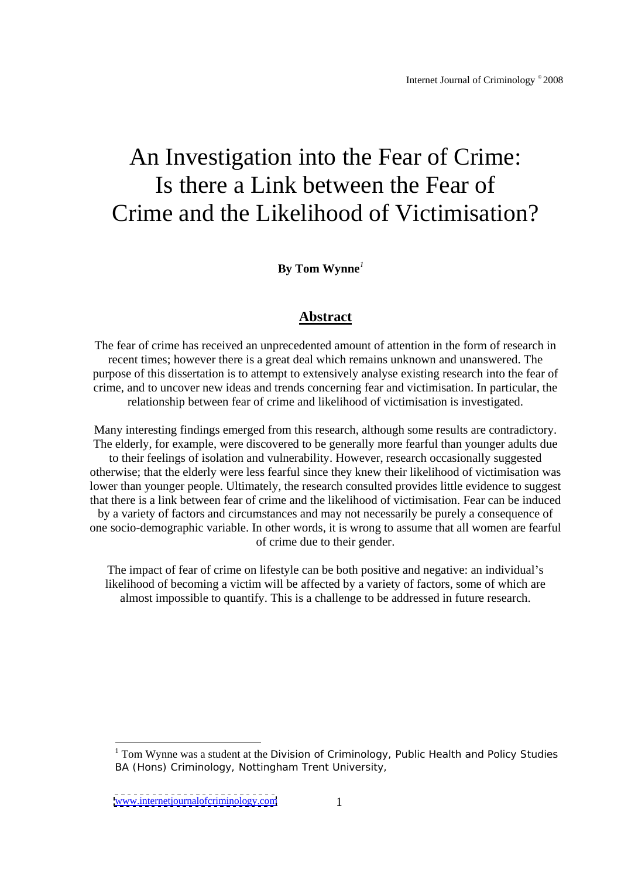# An Investigation into the Fear of Crime: Is there a Link between the Fear of Crime and the Likelihood of Victimisation?

**By Tom Wynne**[1]

## Abstract

The fear of crime has received an unprecedented amount of attention in the form of research in recent times; however there is a great deal which remains unknown and unanswered. The purpose of this dissertation is to attempt to extensively analyse existing research into the fear of crime, and to uncover new ideas and trends concerning fear and victimisation. In particular, the relationship between fear of crime and likelihood of victimisation is investigated.

Many interesting findings emerged from this research, although some results are contradictory. The elderly, for example, were discovered to be generally more fearful than younger adults due to their feelings of isolation and vulnerability. However, research occasionally suggested otherwise; that the elderly were less fearful since they knew their likelihood of victimisation was lower than younger people. Ultimately, the research consulted provides little evidence to suggest that there is a link between fear of crime and the likelihood of victimisation. Fear can be induced by a variety of factors and circumstances and may not necessarily be purely a consequence of one socio-demographic variable. In other words, it is wrong to assume that all women are fearful of crime due to their gender.

The impact of fear of crime on lifestyle can be both positive and negative: an individual's likelihood of becoming a victim will be affected by a variety of factors, some of which are almost impossible to quantify. This is a challenge to be addressed in future research.

---

[1] Tom Wynne was a student at the Division of Criminology, Public Health and Policy Studies BA (Hons) Criminology, Nottingham Trent University,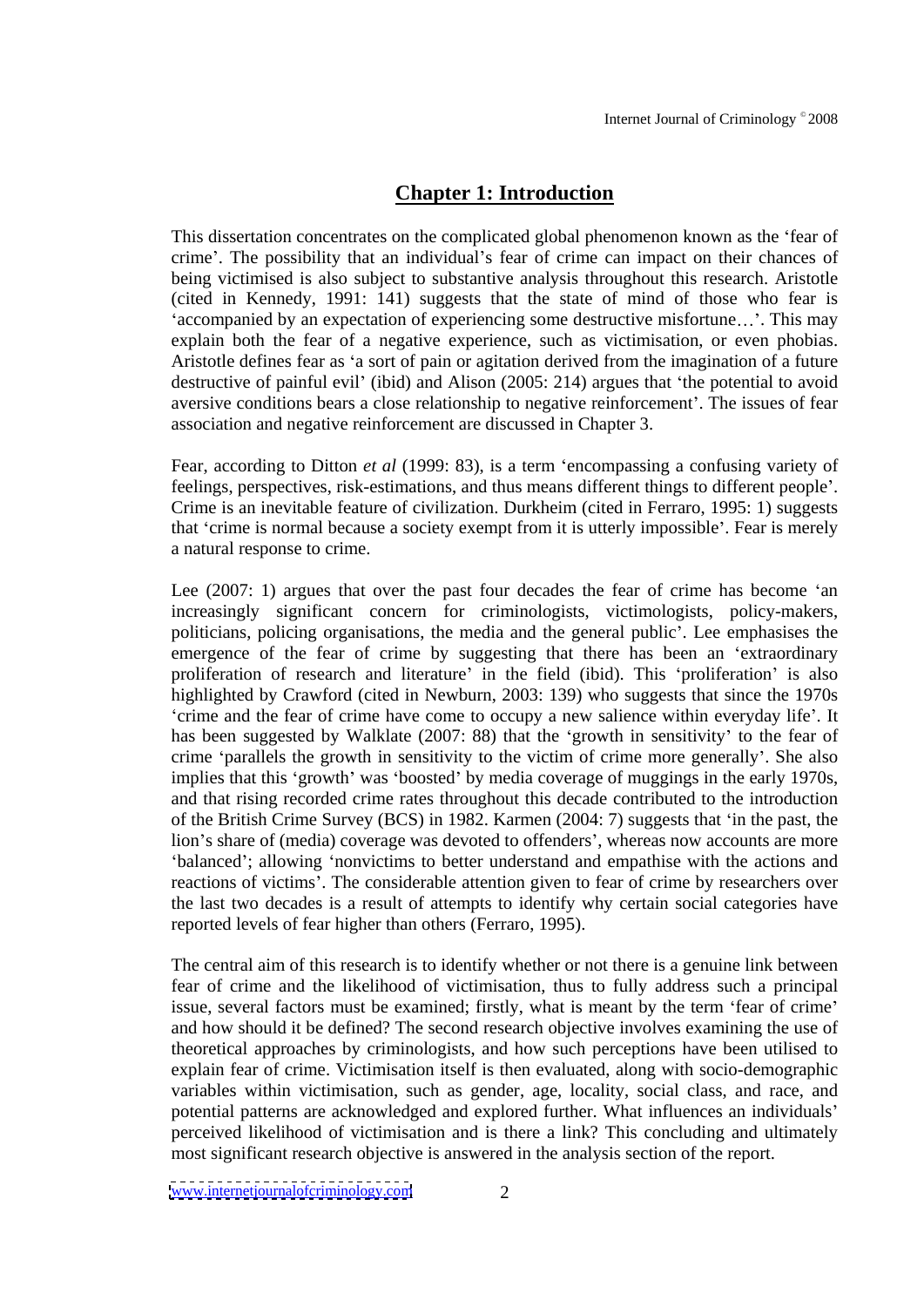# Chapter 1: Introduction

This dissertation concentrates on the complicated global phenomenon known as the 'fear of crime'. The possibility that an individual's fear of crime can impact on their chances of being victimised is also subject to substantive analysis throughout this research. Aristotle (cited in Kennedy, 1991: 141) suggests that the state of mind of those who fear is 'accompanied by an expectation of experiencing some destructive misfortune…'. This may explain both the fear of a negative experience, such as victimisation, or even phobias. Aristotle defines fear as 'a sort of pain or agitation derived from the imagination of a future destructive of painful evil' (ibid) and Alison (2005: 214) argues that 'the potential to avoid aversive conditions bears a close relationship to negative reinforcement'. The issues of fear association and negative reinforcement are discussed in Chapter 3.

Fear, according to Ditton *et al* (1999: 83), is a term 'encompassing a confusing variety of feelings, perspectives, risk-estimations, and thus means different things to different people'. Crime is an inevitable feature of civilization. Durkheim (cited in Ferraro, 1995: 1) suggests that 'crime is normal because a society exempt from it is utterly impossible'. Fear is merely a natural response to crime.

Lee (2007: 1) argues that over the past four decades the fear of crime has become 'an increasingly significant concern for criminologists, victimologists, policy-makers, politicians, policing organisations, the media and the general public'. Lee emphasises the emergence of the fear of crime by suggesting that there has been an 'extraordinary proliferation of research and literature' in the field (ibid). This 'proliferation' is also highlighted by Crawford (cited in Newburn, 2003: 139) who suggests that since the 1970s 'crime and the fear of crime have come to occupy a new salience within everyday life'. It has been suggested by Walklate (2007: 88) that the 'growth in sensitivity' to the fear of crime 'parallels the growth in sensitivity to the victim of crime more generally'. She also implies that this 'growth' was 'boosted' by media coverage of muggings in the early 1970s, and that rising recorded crime rates throughout this decade contributed to the introduction of the British Crime Survey (BCS) in 1982. Karmen (2004: 7) suggests that 'in the past, the lion's share of (media) coverage was devoted to offenders', whereas now accounts are more 'balanced'; allowing 'nonvictims to better understand and empathise with the actions and reactions of victims'. The considerable attention given to fear of crime by researchers over the last two decades is a result of attempts to identify why certain social categories have reported levels of fear higher than others (Ferraro, 1995).

The central aim of this research is to identify whether or not there is a genuine link between fear of crime and the likelihood of victimisation, thus to fully address such a principal issue, several factors must be examined; firstly, what is meant by the term 'fear of crime' and how should it be defined? The second research objective involves examining the use of theoretical approaches by criminologists, and how such perceptions have been utilised to explain fear of crime. Victimisation itself is then evaluated, along with socio-demographic variables within victimisation, such as gender, age, locality, social class, and race, and potential patterns are acknowledged and explored further. What influences an individuals' perceived likelihood of victimisation and is there a link? This concluding and ultimately most significant research objective is answered in the analysis section of the report.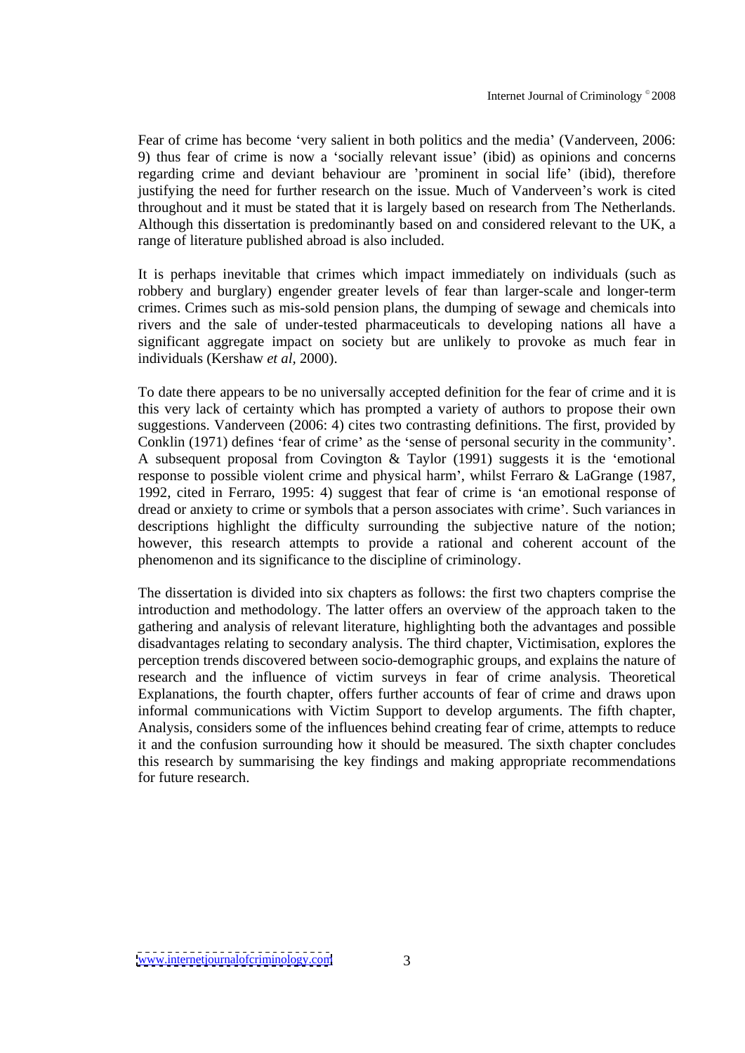Fear of crime has become 'very salient in both politics and the media' (Vanderveen, 2006: 9) thus fear of crime is now a 'socially relevant issue' (ibid) as opinions and concerns regarding crime and deviant behaviour are 'prominent in social life' (ibid), therefore justifying the need for further research on the issue. Much of Vanderveen's work is cited throughout and it must be stated that it is largely based on research from The Netherlands. Although this dissertation is predominantly based on and considered relevant to the UK, a range of literature published abroad is also included.

It is perhaps inevitable that crimes which impact immediately on individuals (such as robbery and burglary) engender greater levels of fear than larger-scale and longer-term crimes. Crimes such as mis-sold pension plans, the dumping of sewage and chemicals into rivers and the sale of under-tested pharmaceuticals to developing nations all have a significant aggregate impact on society but are unlikely to provoke as much fear in individuals (Kershaw *et al*, 2000).

To date there appears to be no universally accepted definition for the fear of crime and it is this very lack of certainty which has prompted a variety of authors to propose their own suggestions. Vanderveen (2006: 4) cites two contrasting definitions. The first, provided by Conklin (1971) defines 'fear of crime' as the 'sense of personal security in the community'. A subsequent proposal from Covington & Taylor (1991) suggests it is the 'emotional response to possible violent crime and physical harm', whilst Ferraro & LaGrange (1987, 1992, cited in Ferraro, 1995: 4) suggest that fear of crime is 'an emotional response of dread or anxiety to crime or symbols that a person associates with crime'. Such variances in descriptions highlight the difficulty surrounding the subjective nature of the notion; however, this research attempts to provide a rational and coherent account of the phenomenon and its significance to the discipline of criminology.

The dissertation is divided into six chapters as follows: the first two chapters comprise the introduction and methodology. The latter offers an overview of the approach taken to the gathering and analysis of relevant literature, highlighting both the advantages and possible disadvantages relating to secondary analysis. The third chapter, Victimisation, explores the perception trends discovered between socio-demographic groups, and explains the nature of research and the influence of victim surveys in fear of crime analysis. Theoretical Explanations, the fourth chapter, offers further accounts of fear of crime and draws upon informal communications with Victim Support to develop arguments. The fifth chapter, Analysis, considers some of the influences behind creating fear of crime, attempts to reduce it and the confusion surrounding how it should be measured. The sixth chapter concludes this research by summarising the key findings and making appropriate recommendations for future research.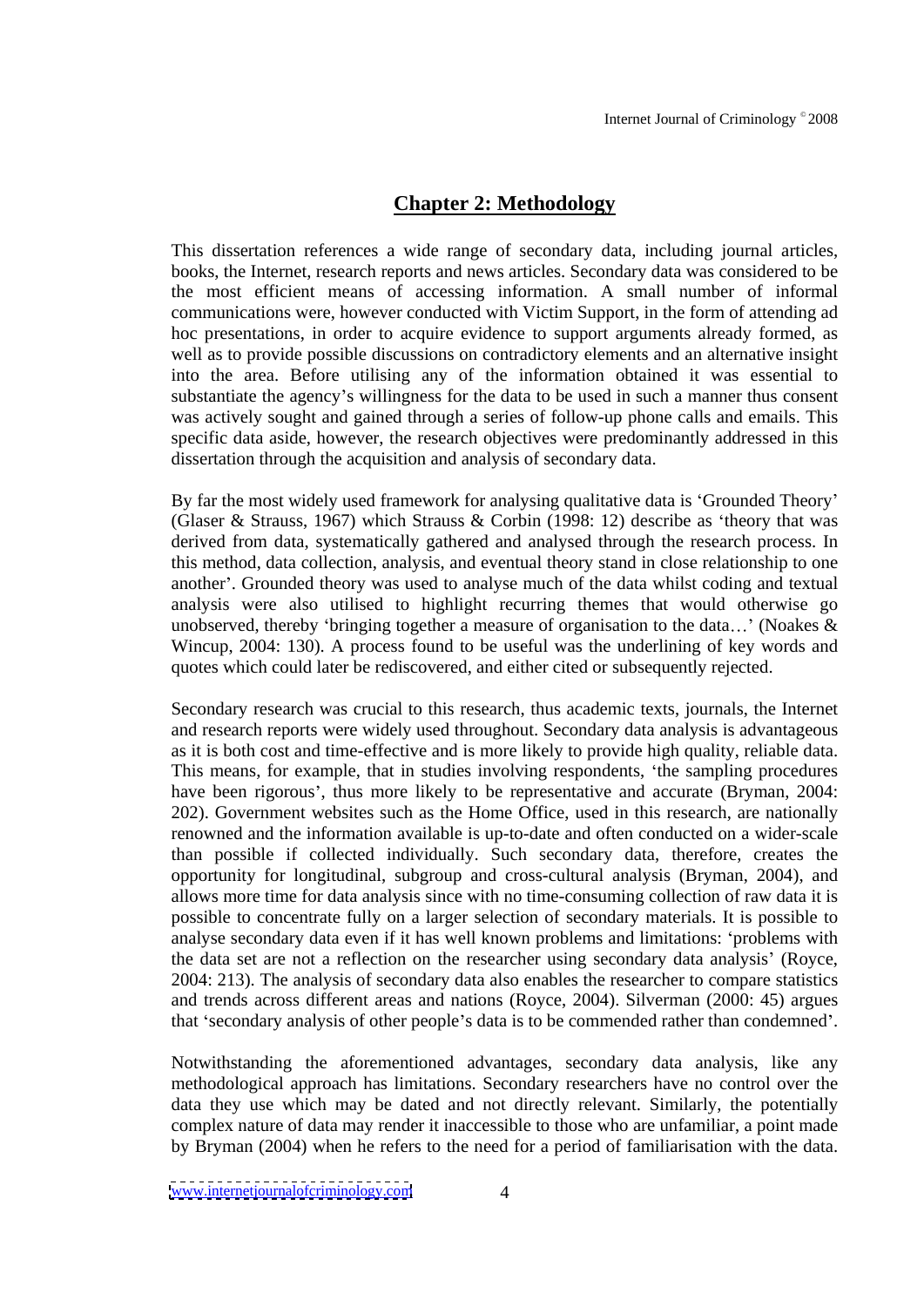## Chapter 2: Methodology

This dissertation references a wide range of secondary data, including journal articles, books, the Internet, research reports and news articles. Secondary data was considered to be the most efficient means of accessing information. A small number of informal communications were, however conducted with Victim Support, in the form of attending ad hoc presentations, in order to acquire evidence to support arguments already formed, as well as to provide possible discussions on contradictory elements and an alternative insight into the area. Before utilising any of the information obtained it was essential to substantiate the agency's willingness for the data to be used in such a manner thus consent was actively sought and gained through a series of follow-up phone calls and emails. This specific data aside, however, the research objectives were predominantly addressed in this dissertation through the acquisition and analysis of secondary data.

By far the most widely used framework for analysing qualitative data is 'Grounded Theory' (Glaser & Strauss, 1967) which Strauss & Corbin (1998: 12) describe as 'theory that was derived from data, systematically gathered and analysed through the research process. In this method, data collection, analysis, and eventual theory stand in close relationship to one another'. Grounded theory was used to analyse much of the data whilst coding and textual analysis were also utilised to highlight recurring themes that would otherwise go unobserved, thereby 'bringing together a measure of organisation to the data…' (Noakes & Wincup, 2004: 130). A process found to be useful was the underlining of key words and quotes which could later be rediscovered, and either cited or subsequently rejected.

Secondary research was crucial to this research, thus academic texts, journals, the Internet and research reports were widely used throughout. Secondary data analysis is advantageous as it is both cost and time-effective and is more likely to provide high quality, reliable data. This means, for example, that in studies involving respondents, 'the sampling procedures have been rigorous', thus more likely to be representative and accurate (Bryman, 2004: 202). Government websites such as the Home Office, used in this research, are nationally renowned and the information available is up-to-date and often conducted on a wider-scale than possible if collected individually. Such secondary data, therefore, creates the opportunity for longitudinal, subgroup and cross-cultural analysis (Bryman, 2004), and allows more time for data analysis since with no time-consuming collection of raw data it is possible to concentrate fully on a larger selection of secondary materials. It is possible to analyse secondary data even if it has well known problems and limitations: 'problems with the data set are not a reflection on the researcher using secondary data analysis' (Royce, 2004: 213). The analysis of secondary data also enables the researcher to compare statistics and trends across different areas and nations (Royce, 2004). Silverman (2000: 45) argues that 'secondary analysis of other people's data is to be commended rather than condemned'.

Notwithstanding the aforementioned advantages, secondary data analysis, like any methodological approach has limitations. Secondary researchers have no control over the data they use which may be dated and not directly relevant. Similarly, the potentially complex nature of data may render it inaccessible to those who are unfamiliar, a point made by Bryman (2004) when he refers to the need for a period of familiarisation with the data.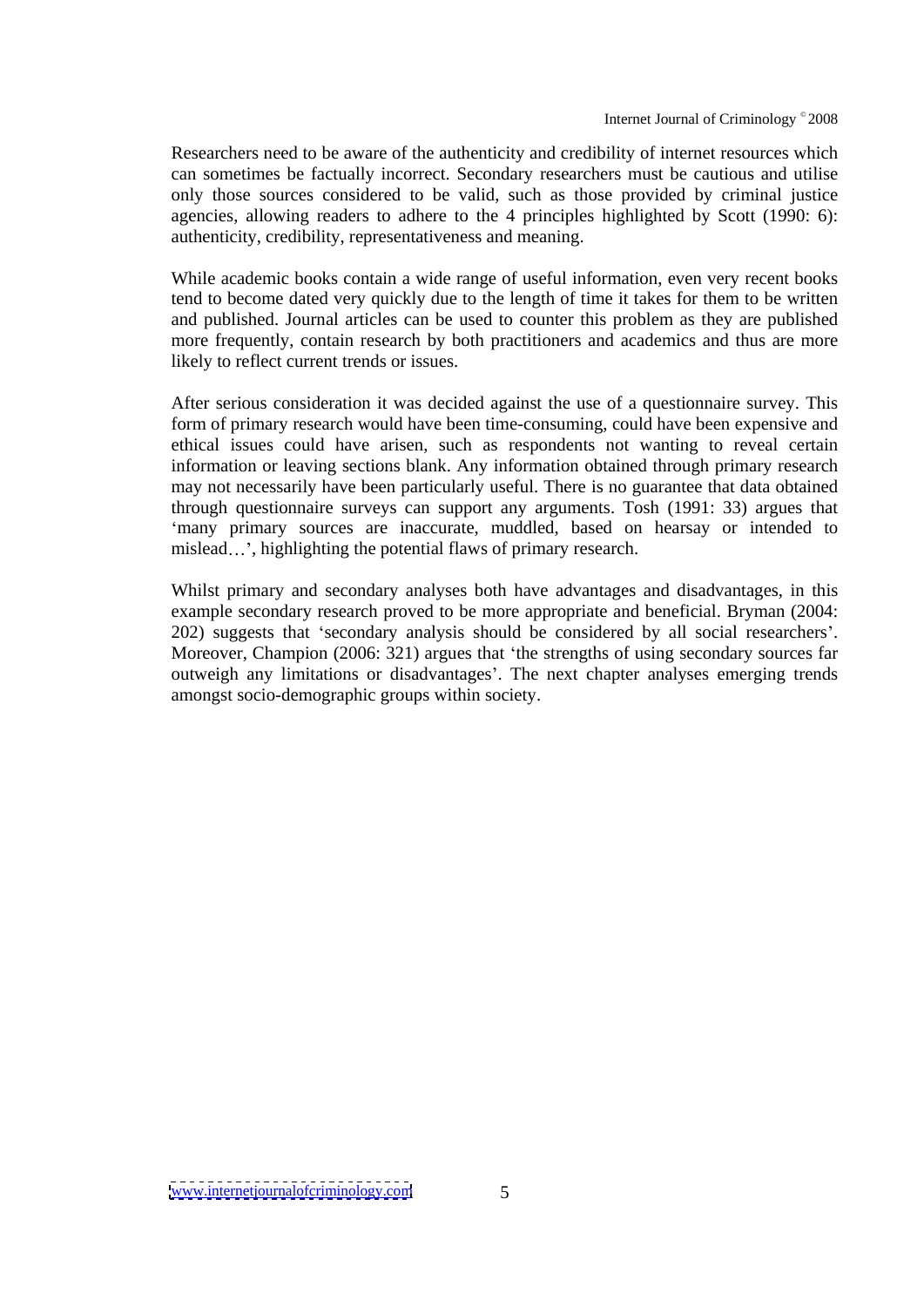Researchers need to be aware of the authenticity and credibility of internet resources which can sometimes be factually incorrect. Secondary researchers must be cautious and utilise only those sources considered to be valid, such as those provided by criminal justice agencies, allowing readers to adhere to the 4 principles highlighted by Scott (1990: 6): authenticity, credibility, representativeness and meaning.

While academic books contain a wide range of useful information, even very recent books tend to become dated very quickly due to the length of time it takes for them to be written and published. Journal articles can be used to counter this problem as they are published more frequently, contain research by both practitioners and academics and thus are more likely to reflect current trends or issues.

After serious consideration it was decided against the use of a questionnaire survey. This form of primary research would have been time-consuming, could have been expensive and ethical issues could have arisen, such as respondents not wanting to reveal certain information or leaving sections blank. Any information obtained through primary research may not necessarily have been particularly useful. There is no guarantee that data obtained through questionnaire surveys can support any arguments. Tosh (1991: 33) argues that 'many primary sources are inaccurate, muddled, based on hearsay or intended to mislead…', highlighting the potential flaws of primary research.

Whilst primary and secondary analyses both have advantages and disadvantages, in this example secondary research proved to be more appropriate and beneficial. Bryman (2004: 202) suggests that 'secondary analysis should be considered by all social researchers'. Moreover, Champion (2006: 321) argues that 'the strengths of using secondary sources far outweigh any limitations or disadvantages'. The next chapter analyses emerging trends amongst socio-demographic groups within society.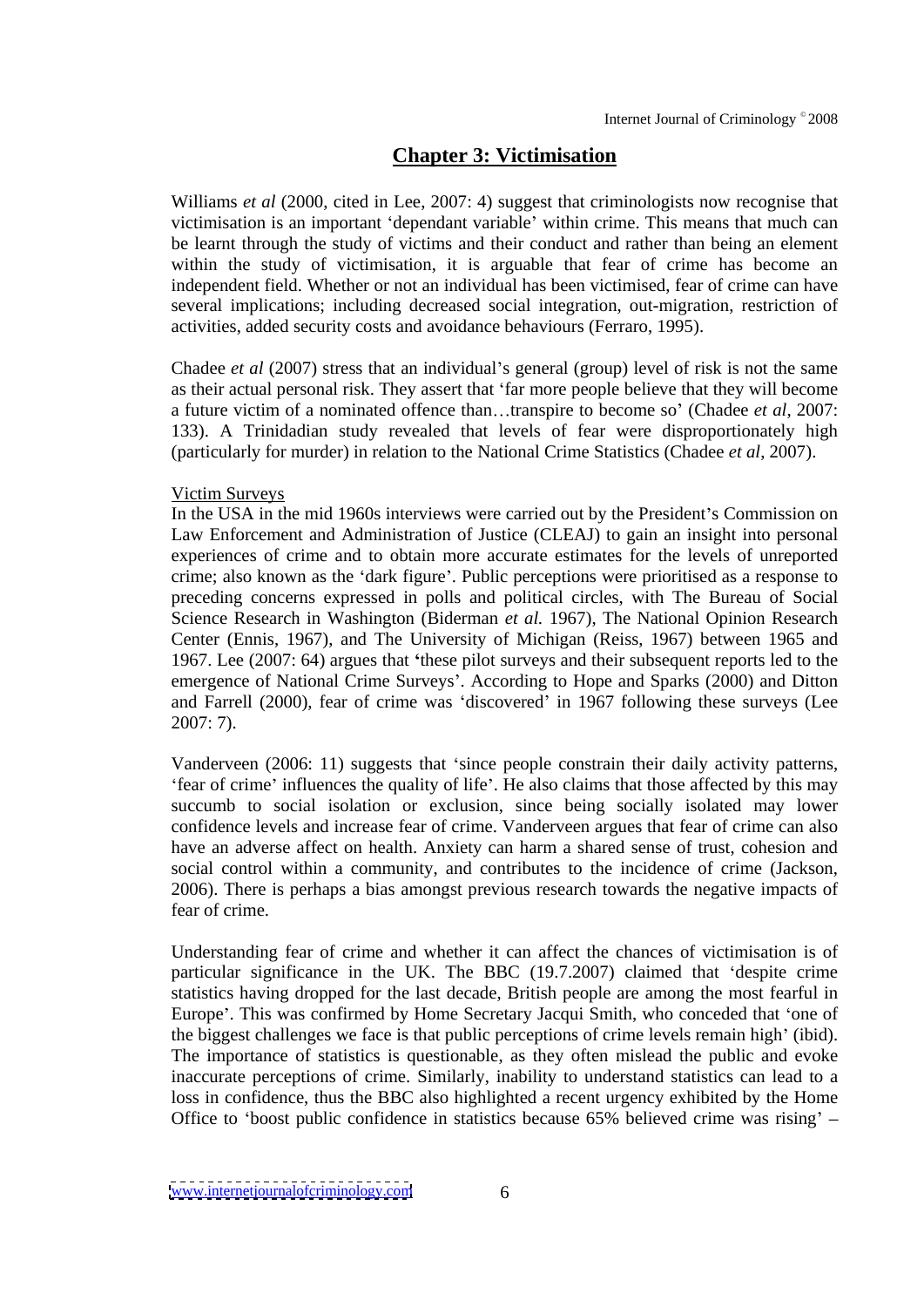## Chapter 3: Victimisation

Williams *et al* (2000, cited in Lee, 2007: 4) suggest that criminologists now recognise that victimisation is an important 'dependant variable' within crime. This means that much can be learnt through the study of victims and their conduct and rather than being an element within the study of victimisation, it is arguable that fear of crime has become an independent field. Whether or not an individual has been victimised, fear of crime can have several implications; including decreased social integration, out-migration, restriction of activities, added security costs and avoidance behaviours (Ferraro, 1995).

Chadee *et al* (2007) stress that an individual's general (group) level of risk is not the same as their actual personal risk. They assert that 'far more people believe that they will become a future victim of a nominated offence than…transpire to become so' (Chadee *et al*, 2007: 133). A Trinidadian study revealed that levels of fear were disproportionately high (particularly for murder) in relation to the National Crime Statistics (Chadee *et al*, 2007).

### Victim Surveys

In the USA in the mid 1960s interviews were carried out by the President's Commission on Law Enforcement and Administration of Justice (CLEAJ) to gain an insight into personal experiences of crime and to obtain more accurate estimates for the levels of unreported crime; also known as the 'dark figure'. Public perceptions were prioritised as a response to preceding concerns expressed in polls and political circles, with The Bureau of Social Science Research in Washington (Biderman *et al.* 1967), The National Opinion Research Center (Ennis, 1967), and The University of Michigan (Reiss, 1967) between 1965 and 1967. Lee (2007: 64) argues that **'**these pilot surveys and their subsequent reports led to the emergence of National Crime Surveys'. According to Hope and Sparks (2000) and Ditton and Farrell (2000), fear of crime was 'discovered' in 1967 following these surveys (Lee 2007: 7).

Vanderveen (2006: 11) suggests that 'since people constrain their daily activity patterns, 'fear of crime' influences the quality of life'. He also claims that those affected by this may succumb to social isolation or exclusion, since being socially isolated may lower confidence levels and increase fear of crime. Vanderveen argues that fear of crime can also have an adverse affect on health. Anxiety can harm a shared sense of trust, cohesion and social control within a community, and contributes to the incidence of crime (Jackson, 2006). There is perhaps a bias amongst previous research towards the negative impacts of fear of crime.

Understanding fear of crime and whether it can affect the chances of victimisation is of particular significance in the UK. The BBC (19.7.2007) claimed that 'despite crime statistics having dropped for the last decade, British people are among the most fearful in Europe'. This was confirmed by Home Secretary Jacqui Smith, who conceded that 'one of the biggest challenges we face is that public perceptions of crime levels remain high' (ibid). The importance of statistics is questionable, as they often mislead the public and evoke inaccurate perceptions of crime. Similarly, inability to understand statistics can lead to a loss in confidence, thus the BBC also highlighted a recent urgency exhibited by the Home Office to 'boost public confidence in statistics because 65% believed crime was rising' –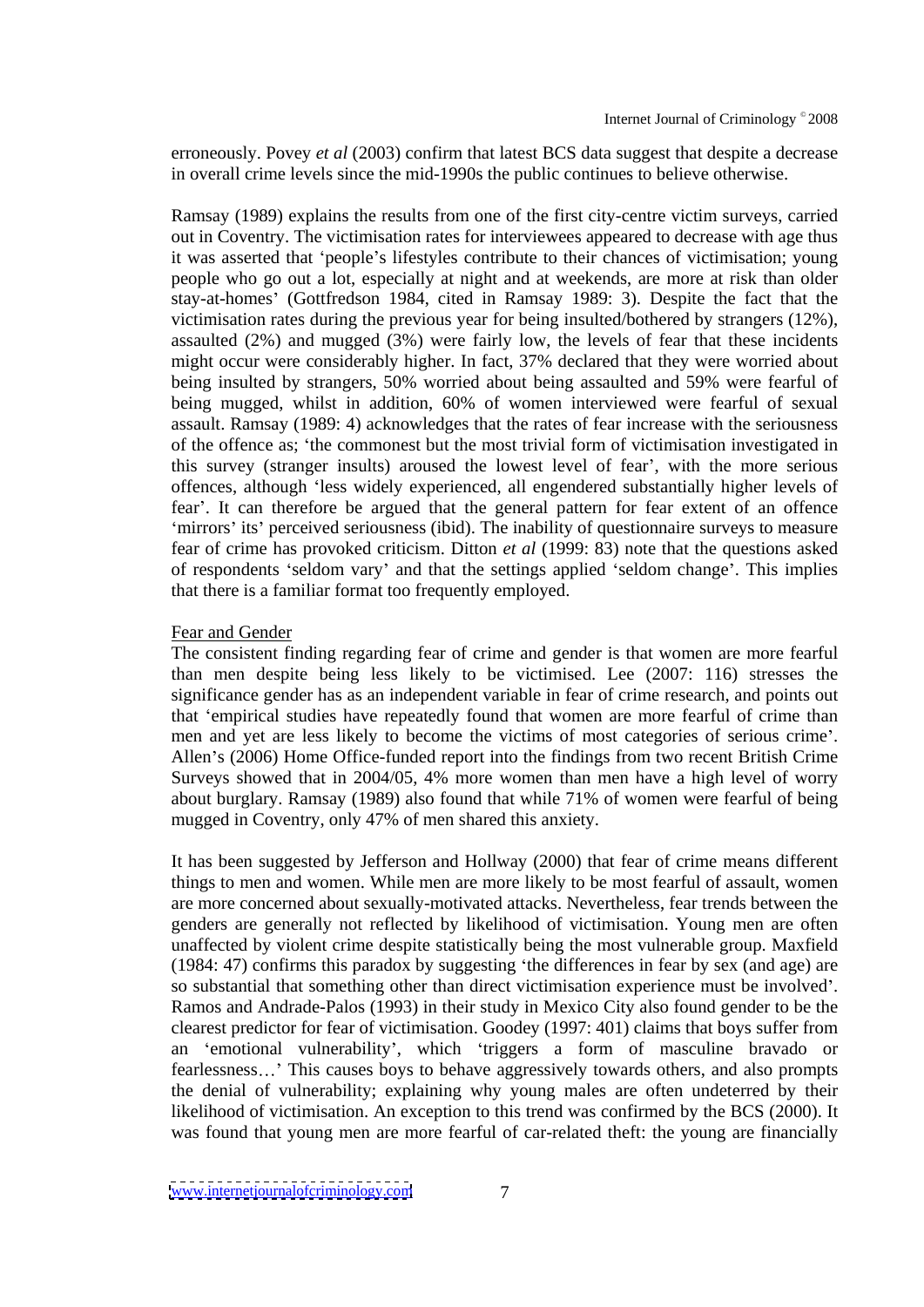erroneously. Povey *et al* (2003) confirm that latest BCS data suggest that despite a decrease in overall crime levels since the mid-1990s the public continues to believe otherwise.

Ramsay (1989) explains the results from one of the first city-centre victim surveys, carried out in Coventry. The victimisation rates for interviewees appeared to decrease with age thus it was asserted that 'people's lifestyles contribute to their chances of victimisation; young people who go out a lot, especially at night and at weekends, are more at risk than older stay-at-homes' (Gottfredson 1984, cited in Ramsay 1989: 3). Despite the fact that the victimisation rates during the previous year for being insulted/bothered by strangers (12%), assaulted (2%) and mugged (3%) were fairly low, the levels of fear that these incidents might occur were considerably higher. In fact, 37% declared that they were worried about being insulted by strangers, 50% worried about being assaulted and 59% were fearful of being mugged, whilst in addition, 60% of women interviewed were fearful of sexual assault. Ramsay (1989: 4) acknowledges that the rates of fear increase with the seriousness of the offence as; 'the commonest but the most trivial form of victimisation investigated in this survey (stranger insults) aroused the lowest level of fear', with the more serious offences, although 'less widely experienced, all engendered substantially higher levels of fear'. It can therefore be argued that the general pattern for fear extent of an offence 'mirrors' its' perceived seriousness (ibid). The inability of questionnaire surveys to measure fear of crime has provoked criticism. Ditton *et al* (1999: 83) note that the questions asked of respondents 'seldom vary' and that the settings applied 'seldom change'. This implies that there is a familiar format too frequently employed.

### Fear and Gender

The consistent finding regarding fear of crime and gender is that women are more fearful than men despite being less likely to be victimised. Lee (2007: 116) stresses the significance gender has as an independent variable in fear of crime research, and points out that 'empirical studies have repeatedly found that women are more fearful of crime than men and yet are less likely to become the victims of most categories of serious crime'. Allen's (2006) Home Office-funded report into the findings from two recent British Crime Surveys showed that in 2004/05, 4% more women than men have a high level of worry about burglary. Ramsay (1989) also found that while 71% of women were fearful of being mugged in Coventry, only 47% of men shared this anxiety.

It has been suggested by Jefferson and Hollway (2000) that fear of crime means different things to men and women. While men are more likely to be most fearful of assault, women are more concerned about sexually-motivated attacks. Nevertheless, fear trends between the genders are generally not reflected by likelihood of victimisation. Young men are often unaffected by violent crime despite statistically being the most vulnerable group. Maxfield (1984: 47) confirms this paradox by suggesting 'the differences in fear by sex (and age) are so substantial that something other than direct victimisation experience must be involved'. Ramos and Andrade-Palos (1993) in their study in Mexico City also found gender to be the clearest predictor for fear of victimisation. Goodey (1997: 401) claims that boys suffer from an 'emotional vulnerability', which 'triggers a form of masculine bravado or fearlessness…' This causes boys to behave aggressively towards others, and also prompts the denial of vulnerability; explaining why young males are often undeterred by their likelihood of victimisation. An exception to this trend was confirmed by the BCS (2000). It was found that young men are more fearful of car-related theft: the young are financially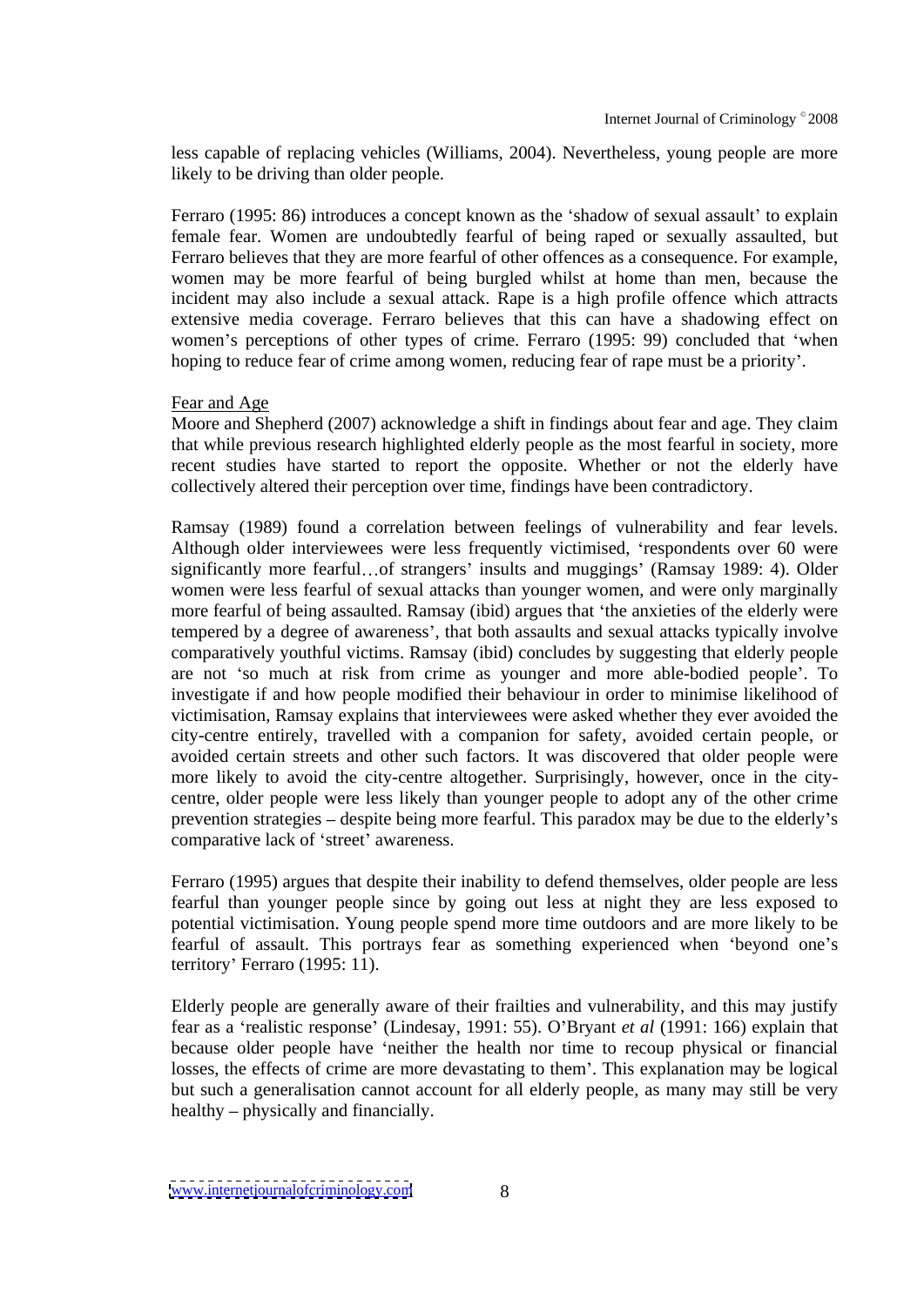less capable of replacing vehicles (Williams, 2004). Nevertheless, young people are more likely to be driving than older people.

Ferraro (1995: 86) introduces a concept known as the 'shadow of sexual assault' to explain female fear. Women are undoubtedly fearful of being raped or sexually assaulted, but Ferraro believes that they are more fearful of other offences as a consequence. For example, women may be more fearful of being burgled whilst at home than men, because the incident may also include a sexual attack. Rape is a high profile offence which attracts extensive media coverage. Ferraro believes that this can have a shadowing effect on women's perceptions of other types of crime. Ferraro (1995: 99) concluded that 'when hoping to reduce fear of crime among women, reducing fear of rape must be a priority'.

Fear and Age

Moore and Shepherd (2007) acknowledge a shift in findings about fear and age. They claim that while previous research highlighted elderly people as the most fearful in society, more recent studies have started to report the opposite. Whether or not the elderly have collectively altered their perception over time, findings have been contradictory.

Ramsay (1989) found a correlation between feelings of vulnerability and fear levels. Although older interviewees were less frequently victimised, 'respondents over 60 were significantly more fearful…of strangers' insults and muggings' (Ramsay 1989: 4). Older women were less fearful of sexual attacks than younger women, and were only marginally more fearful of being assaulted. Ramsay (ibid) argues that 'the anxieties of the elderly were tempered by a degree of awareness', that both assaults and sexual attacks typically involve comparatively youthful victims. Ramsay (ibid) concludes by suggesting that elderly people are not 'so much at risk from crime as younger and more able-bodied people'. To investigate if and how people modified their behaviour in order to minimise likelihood of victimisation, Ramsay explains that interviewees were asked whether they ever avoided the city-centre entirely, travelled with a companion for safety, avoided certain people, or avoided certain streets and other such factors. It was discovered that older people were more likely to avoid the city-centre altogether. Surprisingly, however, once in the city-centre, older people were less likely than younger people to adopt any of the other crime prevention strategies – despite being more fearful. This paradox may be due to the elderly's comparative lack of 'street' awareness.

Ferraro (1995) argues that despite their inability to defend themselves, older people are less fearful than younger people since by going out less at night they are less exposed to potential victimisation. Young people spend more time outdoors and are more likely to be fearful of assault. This portrays fear as something experienced when 'beyond one's territory' Ferraro (1995: 11).

Elderly people are generally aware of their frailties and vulnerability, and this may justify fear as a 'realistic response' (Lindesay, 1991: 55). O'Bryant *et al* (1991: 166) explain that because older people have 'neither the health nor time to recoup physical or financial losses, the effects of crime are more devastating to them'. This explanation may be logical but such a generalisation cannot account for all elderly people, as many may still be very healthy – physically and financially.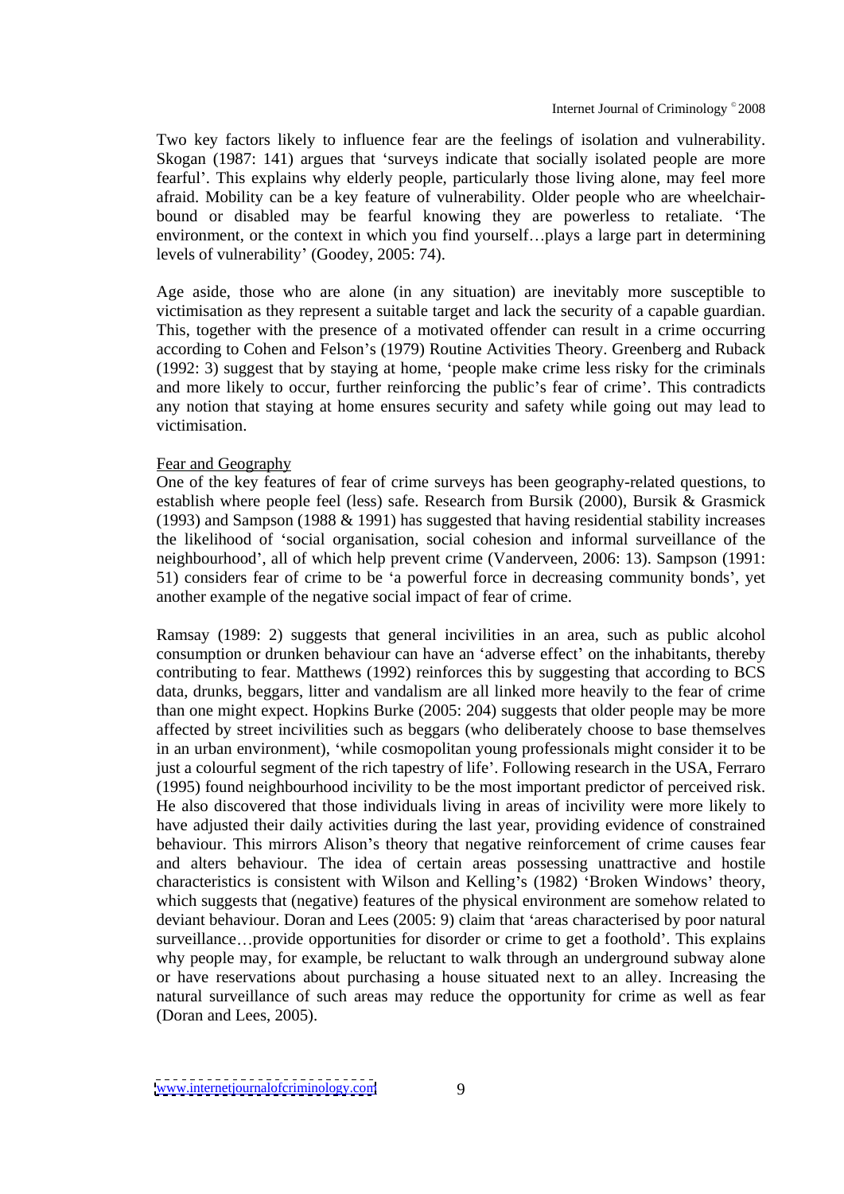Two key factors likely to influence fear are the feelings of isolation and vulnerability. Skogan (1987: 141) argues that 'surveys indicate that socially isolated people are more fearful'. This explains why elderly people, particularly those living alone, may feel more afraid. Mobility can be a key feature of vulnerability. Older people who are wheelchair-bound or disabled may be fearful knowing they are powerless to retaliate. 'The environment, or the context in which you find yourself…plays a large part in determining levels of vulnerability' (Goodey, 2005: 74).

Age aside, those who are alone (in any situation) are inevitably more susceptible to victimisation as they represent a suitable target and lack the security of a capable guardian. This, together with the presence of a motivated offender can result in a crime occurring according to Cohen and Felson's (1979) Routine Activities Theory. Greenberg and Ruback (1992: 3) suggest that by staying at home, 'people make crime less risky for the criminals and more likely to occur, further reinforcing the public's fear of crime'. This contradicts any notion that staying at home ensures security and safety while going out may lead to victimisation.

<u>Fear and Geography</u>

One of the key features of fear of crime surveys has been geography-related questions, to establish where people feel (less) safe. Research from Bursik (2000), Bursik & Grasmick (1993) and Sampson (1988 & 1991) has suggested that having residential stability increases the likelihood of 'social organisation, social cohesion and informal surveillance of the neighbourhood', all of which help prevent crime (Vanderveen, 2006: 13). Sampson (1991: 51) considers fear of crime to be 'a powerful force in decreasing community bonds', yet another example of the negative social impact of fear of crime.

Ramsay (1989: 2) suggests that general incivilities in an area, such as public alcohol consumption or drunken behaviour can have an 'adverse effect' on the inhabitants, thereby contributing to fear. Matthews (1992) reinforces this by suggesting that according to BCS data, drunks, beggars, litter and vandalism are all linked more heavily to the fear of crime than one might expect. Hopkins Burke (2005: 204) suggests that older people may be more affected by street incivilities such as beggars (who deliberately choose to base themselves in an urban environment), 'while cosmopolitan young professionals might consider it to be just a colourful segment of the rich tapestry of life'. Following research in the USA, Ferraro (1995) found neighbourhood incivility to be the most important predictor of perceived risk. He also discovered that those individuals living in areas of incivility were more likely to have adjusted their daily activities during the last year, providing evidence of constrained behaviour. This mirrors Alison's theory that negative reinforcement of crime causes fear and alters behaviour. The idea of certain areas possessing unattractive and hostile characteristics is consistent with Wilson and Kelling's (1982) 'Broken Windows' theory, which suggests that (negative) features of the physical environment are somehow related to deviant behaviour. Doran and Lees (2005: 9) claim that 'areas characterised by poor natural surveillance…provide opportunities for disorder or crime to get a foothold'. This explains why people may, for example, be reluctant to walk through an underground subway alone or have reservations about purchasing a house situated next to an alley. Increasing the natural surveillance of such areas may reduce the opportunity for crime as well as fear (Doran and Lees, 2005).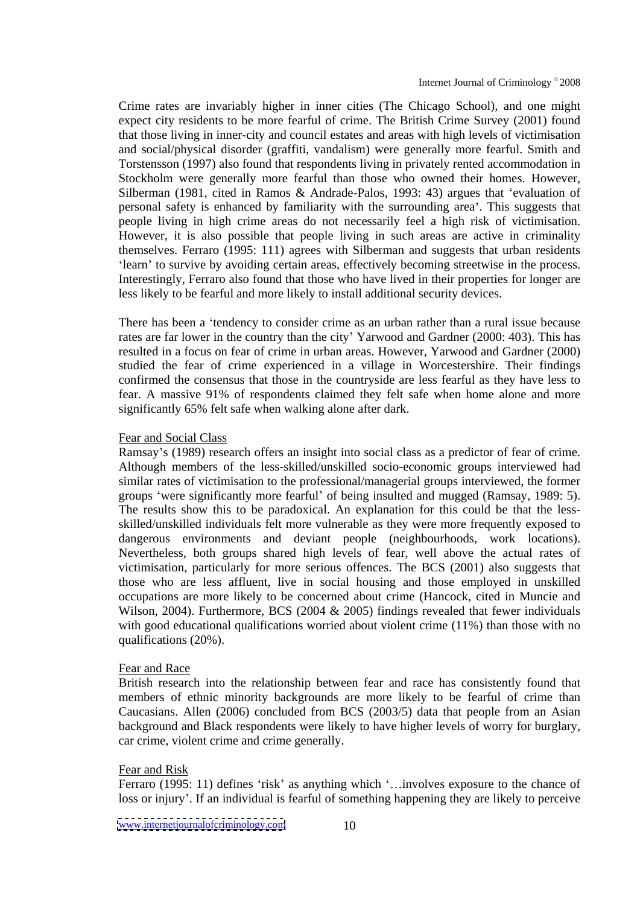Crime rates are invariably higher in inner cities (The Chicago School), and one might expect city residents to be more fearful of crime. The British Crime Survey (2001) found that those living in inner-city and council estates and areas with high levels of victimisation and social/physical disorder (graffiti, vandalism) were generally more fearful. Smith and Torstensson (1997) also found that respondents living in privately rented accommodation in Stockholm were generally more fearful than those who owned their homes. However, Silberman (1981, cited in Ramos & Andrade-Palos, 1993: 43) argues that 'evaluation of personal safety is enhanced by familiarity with the surrounding area'. This suggests that people living in high crime areas do not necessarily feel a high risk of victimisation. However, it is also possible that people living in such areas are active in criminality themselves. Ferraro (1995: 111) agrees with Silberman and suggests that urban residents 'learn' to survive by avoiding certain areas, effectively becoming streetwise in the process. Interestingly, Ferraro also found that those who have lived in their properties for longer are less likely to be fearful and more likely to install additional security devices.

There has been a 'tendency to consider crime as an urban rather than a rural issue because rates are far lower in the country than the city' Yarwood and Gardner (2000: 403). This has resulted in a focus on fear of crime in urban areas. However, Yarwood and Gardner (2000) studied the fear of crime experienced in a village in Worcestershire. Their findings confirmed the consensus that those in the countryside are less fearful as they have less to fear. A massive 91% of respondents claimed they felt safe when home alone and more significantly 65% felt safe when walking alone after dark.

### Fear and Social Class

Ramsay's (1989) research offers an insight into social class as a predictor of fear of crime. Although members of the less-skilled/unskilled socio-economic groups interviewed had similar rates of victimisation to the professional/managerial groups interviewed, the former groups 'were significantly more fearful' of being insulted and mugged (Ramsay, 1989: 5). The results show this to be paradoxical. An explanation for this could be that the less-skilled/unskilled individuals felt more vulnerable as they were more frequently exposed to dangerous environments and deviant people (neighbourhoods, work locations). Nevertheless, both groups shared high levels of fear, well above the actual rates of victimisation, particularly for more serious offences. The BCS (2001) also suggests that those who are less affluent, live in social housing and those employed in unskilled occupations are more likely to be concerned about crime (Hancock, cited in Muncie and Wilson, 2004). Furthermore, BCS (2004 & 2005) findings revealed that fewer individuals with good educational qualifications worried about violent crime (11%) than those with no qualifications (20%).

### Fear and Race

British research into the relationship between fear and race has consistently found that members of ethnic minority backgrounds are more likely to be fearful of crime than Caucasians. Allen (2006) concluded from BCS (2003/5) data that people from an Asian background and Black respondents were likely to have higher levels of worry for burglary, car crime, violent crime and crime generally.

### Fear and Risk

Ferraro (1995: 11) defines 'risk' as anything which '…involves exposure to the chance of loss or injury'. If an individual is fearful of something happening they are likely to perceive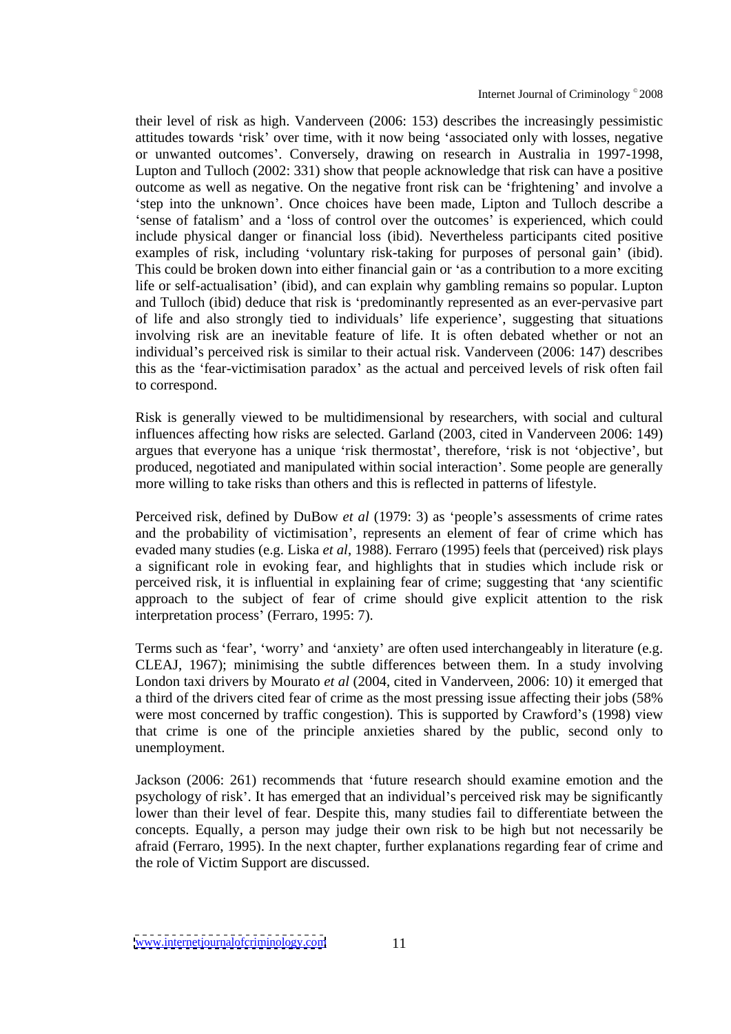their level of risk as high. Vanderveen (2006: 153) describes the increasingly pessimistic attitudes towards 'risk' over time, with it now being 'associated only with losses, negative or unwanted outcomes'. Conversely, drawing on research in Australia in 1997-1998, Lupton and Tulloch (2002: 331) show that people acknowledge that risk can have a positive outcome as well as negative. On the negative front risk can be 'frightening' and involve a 'step into the unknown'. Once choices have been made, Lipton and Tulloch describe a 'sense of fatalism' and a 'loss of control over the outcomes' is experienced, which could include physical danger or financial loss (ibid). Nevertheless participants cited positive examples of risk, including 'voluntary risk-taking for purposes of personal gain' (ibid). This could be broken down into either financial gain or 'as a contribution to a more exciting life or self-actualisation' (ibid), and can explain why gambling remains so popular. Lupton and Tulloch (ibid) deduce that risk is 'predominantly represented as an ever-pervasive part of life and also strongly tied to individuals' life experience', suggesting that situations involving risk are an inevitable feature of life. It is often debated whether or not an individual's perceived risk is similar to their actual risk. Vanderveen (2006: 147) describes this as the 'fear-victimisation paradox' as the actual and perceived levels of risk often fail to correspond.

Risk is generally viewed to be multidimensional by researchers, with social and cultural influences affecting how risks are selected. Garland (2003, cited in Vanderveen 2006: 149) argues that everyone has a unique 'risk thermostat', therefore, 'risk is not 'objective', but produced, negotiated and manipulated within social interaction'. Some people are generally more willing to take risks than others and this is reflected in patterns of lifestyle.

Perceived risk, defined by DuBow *et al* (1979: 3) as 'people's assessments of crime rates and the probability of victimisation', represents an element of fear of crime which has evaded many studies (e.g. Liska *et al*, 1988). Ferraro (1995) feels that (perceived) risk plays a significant role in evoking fear, and highlights that in studies which include risk or perceived risk, it is influential in explaining fear of crime; suggesting that 'any scientific approach to the subject of fear of crime should give explicit attention to the risk interpretation process' (Ferraro, 1995: 7).

Terms such as 'fear', 'worry' and 'anxiety' are often used interchangeably in literature (e.g. CLEAJ, 1967); minimising the subtle differences between them. In a study involving London taxi drivers by Mourato *et al* (2004, cited in Vanderveen, 2006: 10) it emerged that a third of the drivers cited fear of crime as the most pressing issue affecting their jobs (58% were most concerned by traffic congestion). This is supported by Crawford's (1998) view that crime is one of the principle anxieties shared by the public, second only to unemployment.

Jackson (2006: 261) recommends that 'future research should examine emotion and the psychology of risk'. It has emerged that an individual's perceived risk may be significantly lower than their level of fear. Despite this, many studies fail to differentiate between the concepts. Equally, a person may judge their own risk to be high but not necessarily be afraid (Ferraro, 1995). In the next chapter, further explanations regarding fear of crime and the role of Victim Support are discussed.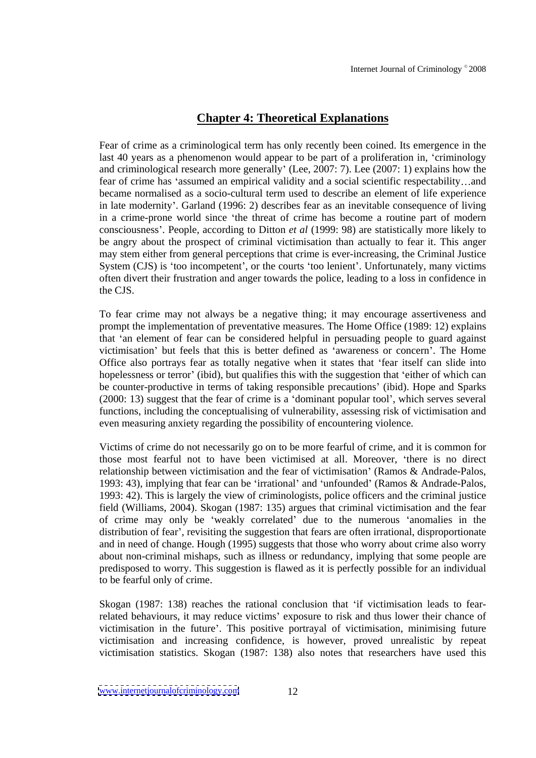## Chapter 4: Theoretical Explanations

Fear of crime as a criminological term has only recently been coined. Its emergence in the last 40 years as a phenomenon would appear to be part of a proliferation in, 'criminology and criminological research more generally' (Lee, 2007: 7). Lee (2007: 1) explains how the fear of crime has 'assumed an empirical validity and a social scientific respectability…and became normalised as a socio-cultural term used to describe an element of life experience in late modernity'. Garland (1996: 2) describes fear as an inevitable consequence of living in a crime-prone world since 'the threat of crime has become a routine part of modern consciousness'. People, according to Ditton *et al* (1999: 98) are statistically more likely to be angry about the prospect of criminal victimisation than actually to fear it. This anger may stem either from general perceptions that crime is ever-increasing, the Criminal Justice System (CJS) is 'too incompetent', or the courts 'too lenient'. Unfortunately, many victims often divert their frustration and anger towards the police, leading to a loss in confidence in the CJS.

To fear crime may not always be a negative thing; it may encourage assertiveness and prompt the implementation of preventative measures. The Home Office (1989: 12) explains that 'an element of fear can be considered helpful in persuading people to guard against victimisation' but feels that this is better defined as 'awareness or concern'. The Home Office also portrays fear as totally negative when it states that 'fear itself can slide into hopelessness or terror' (ibid), but qualifies this with the suggestion that 'either of which can be counter-productive in terms of taking responsible precautions' (ibid). Hope and Sparks (2000: 13) suggest that the fear of crime is a 'dominant popular tool', which serves several functions, including the conceptualising of vulnerability, assessing risk of victimisation and even measuring anxiety regarding the possibility of encountering violence.

Victims of crime do not necessarily go on to be more fearful of crime, and it is common for those most fearful not to have been victimised at all. Moreover, 'there is no direct relationship between victimisation and the fear of victimisation' (Ramos & Andrade-Palos, 1993: 43), implying that fear can be 'irrational' and 'unfounded' (Ramos & Andrade-Palos, 1993: 42). This is largely the view of criminologists, police officers and the criminal justice field (Williams, 2004). Skogan (1987: 135) argues that criminal victimisation and the fear of crime may only be 'weakly correlated' due to the numerous 'anomalies in the distribution of fear', revisiting the suggestion that fears are often irrational, disproportionate and in need of change. Hough (1995) suggests that those who worry about crime also worry about non-criminal mishaps, such as illness or redundancy, implying that some people are predisposed to worry. This suggestion is flawed as it is perfectly possible for an individual to be fearful only of crime.

Skogan (1987: 138) reaches the rational conclusion that 'if victimisation leads to fear-related behaviours, it may reduce victims' exposure to risk and thus lower their chance of victimisation in the future'. This positive portrayal of victimisation, minimising future victimisation and increasing confidence, is however, proved unrealistic by repeat victimisation statistics. Skogan (1987: 138) also notes that researchers have used this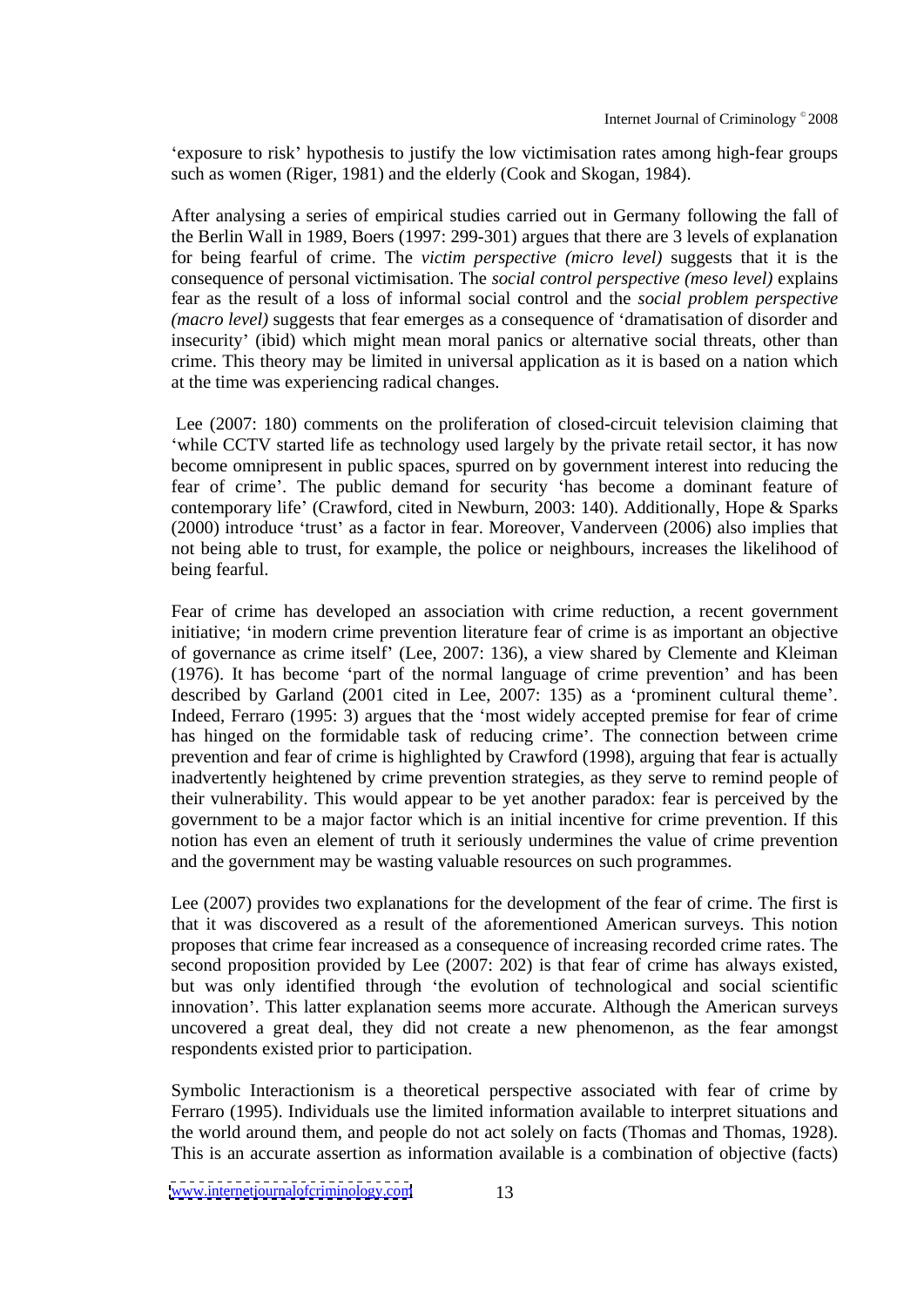'exposure to risk' hypothesis to justify the low victimisation rates among high-fear groups such as women (Riger, 1981) and the elderly (Cook and Skogan, 1984).

After analysing a series of empirical studies carried out in Germany following the fall of the Berlin Wall in 1989, Boers (1997: 299-301) argues that there are 3 levels of explanation for being fearful of crime. The *victim perspective (micro level)* suggests that it is the consequence of personal victimisation. The *social control perspective (meso level)* explains fear as the result of a loss of informal social control and the *social problem perspective (macro level)* suggests that fear emerges as a consequence of 'dramatisation of disorder and insecurity' (ibid) which might mean moral panics or alternative social threats, other than crime. This theory may be limited in universal application as it is based on a nation which at the time was experiencing radical changes.

Lee (2007: 180) comments on the proliferation of closed-circuit television claiming that 'while CCTV started life as technology used largely by the private retail sector, it has now become omnipresent in public spaces, spurred on by government interest into reducing the fear of crime'. The public demand for security 'has become a dominant feature of contemporary life' (Crawford, cited in Newburn, 2003: 140). Additionally, Hope & Sparks (2000) introduce 'trust' as a factor in fear. Moreover, Vanderveen (2006) also implies that not being able to trust, for example, the police or neighbours, increases the likelihood of being fearful.

Fear of crime has developed an association with crime reduction, a recent government initiative; 'in modern crime prevention literature fear of crime is as important an objective of governance as crime itself' (Lee, 2007: 136), a view shared by Clemente and Kleiman (1976). It has become 'part of the normal language of crime prevention' and has been described by Garland (2001 cited in Lee, 2007: 135) as a 'prominent cultural theme'. Indeed, Ferraro (1995: 3) argues that the 'most widely accepted premise for fear of crime has hinged on the formidable task of reducing crime'. The connection between crime prevention and fear of crime is highlighted by Crawford (1998), arguing that fear is actually inadvertently heightened by crime prevention strategies, as they serve to remind people of their vulnerability. This would appear to be yet another paradox: fear is perceived by the government to be a major factor which is an initial incentive for crime prevention. If this notion has even an element of truth it seriously undermines the value of crime prevention and the government may be wasting valuable resources on such programmes.

Lee (2007) provides two explanations for the development of the fear of crime. The first is that it was discovered as a result of the aforementioned American surveys. This notion proposes that crime fear increased as a consequence of increasing recorded crime rates. The second proposition provided by Lee (2007: 202) is that fear of crime has always existed, but was only identified through 'the evolution of technological and social scientific innovation'. This latter explanation seems more accurate. Although the American surveys uncovered a great deal, they did not create a new phenomenon, as the fear amongst respondents existed prior to participation.

Symbolic Interactionism is a theoretical perspective associated with fear of crime by Ferraro (1995). Individuals use the limited information available to interpret situations and the world around them, and people do not act solely on facts (Thomas and Thomas, 1928). This is an accurate assertion as information available is a combination of objective (facts)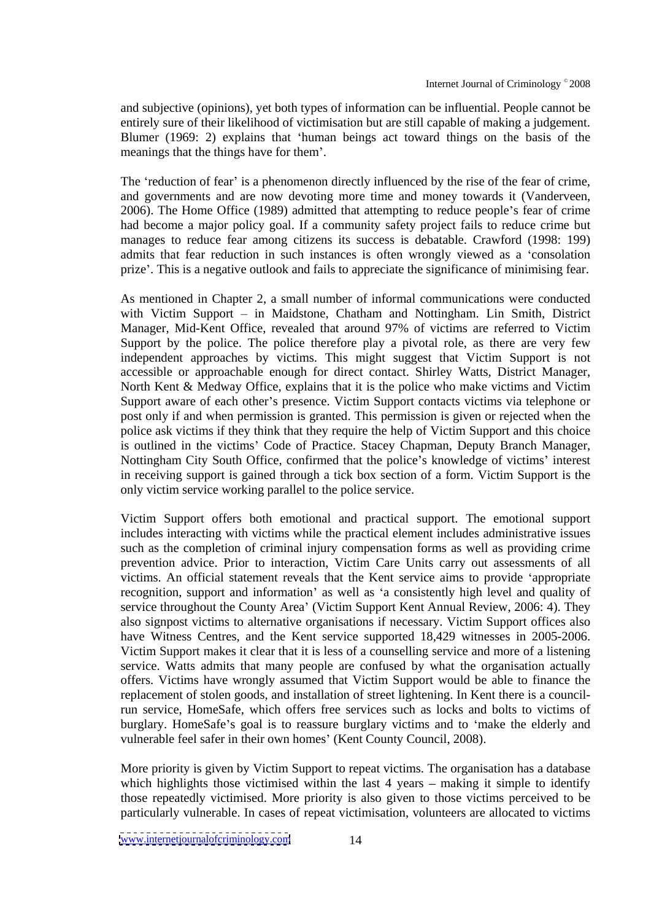and subjective (opinions), yet both types of information can be influential. People cannot be entirely sure of their likelihood of victimisation but are still capable of making a judgement. Blumer (1969: 2) explains that 'human beings act toward things on the basis of the meanings that the things have for them'.

The 'reduction of fear' is a phenomenon directly influenced by the rise of the fear of crime, and governments and are now devoting more time and money towards it (Vanderveen, 2006). The Home Office (1989) admitted that attempting to reduce people's fear of crime had become a major policy goal. If a community safety project fails to reduce crime but manages to reduce fear among citizens its success is debatable. Crawford (1998: 199) admits that fear reduction in such instances is often wrongly viewed as a 'consolation prize'. This is a negative outlook and fails to appreciate the significance of minimising fear.

As mentioned in Chapter 2, a small number of informal communications were conducted with Victim Support – in Maidstone, Chatham and Nottingham. Lin Smith, District Manager, Mid-Kent Office, revealed that around 97% of victims are referred to Victim Support by the police. The police therefore play a pivotal role, as there are very few independent approaches by victims. This might suggest that Victim Support is not accessible or approachable enough for direct contact. Shirley Watts, District Manager, North Kent & Medway Office, explains that it is the police who make victims and Victim Support aware of each other's presence. Victim Support contacts victims via telephone or post only if and when permission is granted. This permission is given or rejected when the police ask victims if they think that they require the help of Victim Support and this choice is outlined in the victims' Code of Practice. Stacey Chapman, Deputy Branch Manager, Nottingham City South Office, confirmed that the police's knowledge of victims' interest in receiving support is gained through a tick box section of a form. Victim Support is the only victim service working parallel to the police service.

Victim Support offers both emotional and practical support. The emotional support includes interacting with victims while the practical element includes administrative issues such as the completion of criminal injury compensation forms as well as providing crime prevention advice. Prior to interaction, Victim Care Units carry out assessments of all victims. An official statement reveals that the Kent service aims to provide 'appropriate recognition, support and information' as well as 'a consistently high level and quality of service throughout the County Area' (Victim Support Kent Annual Review, 2006: 4). They also signpost victims to alternative organisations if necessary. Victim Support offices also have Witness Centres, and the Kent service supported 18,429 witnesses in 2005-2006. Victim Support makes it clear that it is less of a counselling service and more of a listening service. Watts admits that many people are confused by what the organisation actually offers. Victims have wrongly assumed that Victim Support would be able to finance the replacement of stolen goods, and installation of street lightening. In Kent there is a council-run service, HomeSafe, which offers free services such as locks and bolts to victims of burglary. HomeSafe's goal is to reassure burglary victims and to 'make the elderly and vulnerable feel safer in their own homes' (Kent County Council, 2008).

More priority is given by Victim Support to repeat victims. The organisation has a database which highlights those victimised within the last 4 years – making it simple to identify those repeatedly victimised. More priority is also given to those victims perceived to be particularly vulnerable. In cases of repeat victimisation, volunteers are allocated to victims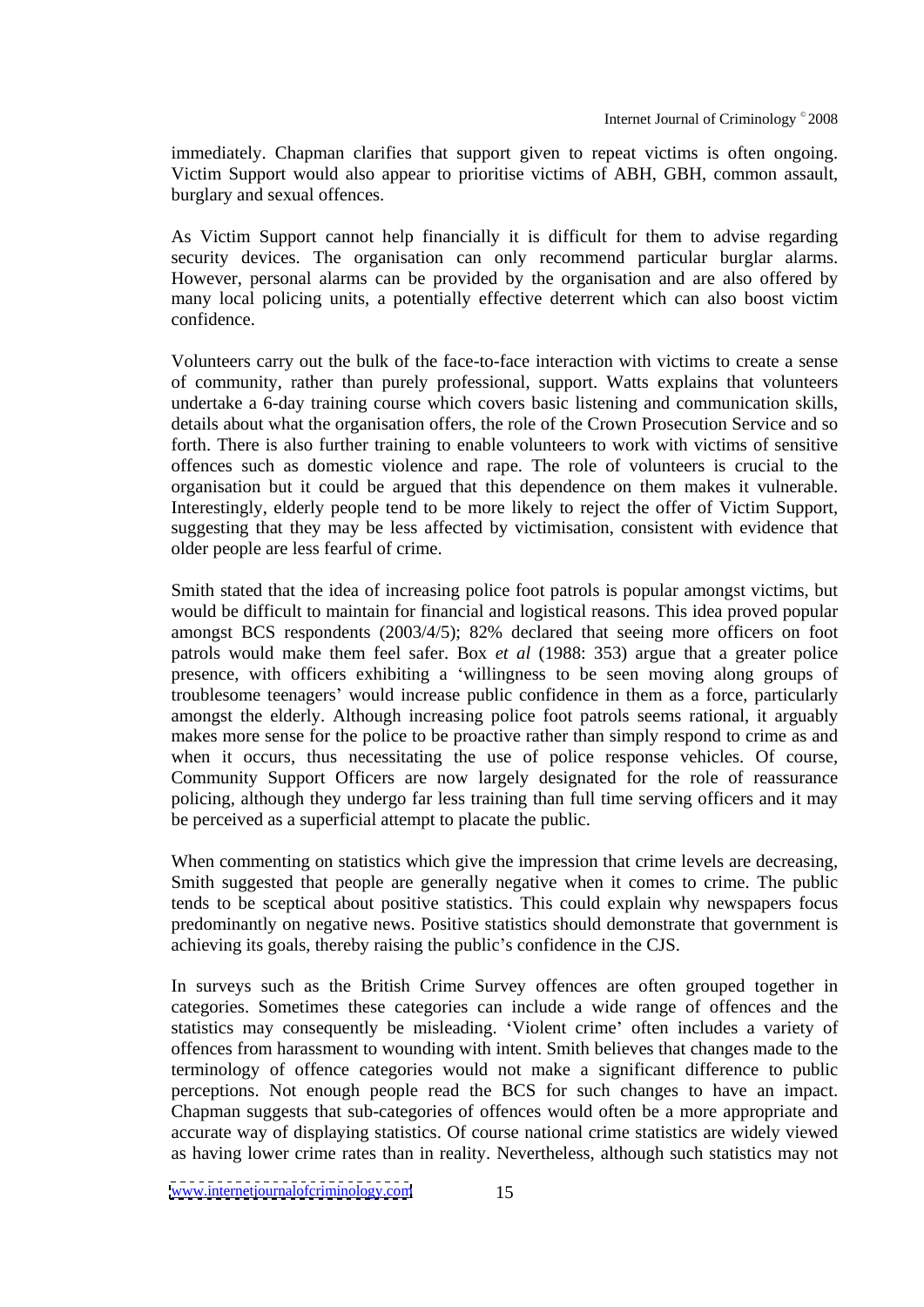immediately. Chapman clarifies that support given to repeat victims is often ongoing. Victim Support would also appear to prioritise victims of ABH, GBH, common assault, burglary and sexual offences.

As Victim Support cannot help financially it is difficult for them to advise regarding security devices. The organisation can only recommend particular burglar alarms. However, personal alarms can be provided by the organisation and are also offered by many local policing units, a potentially effective deterrent which can also boost victim confidence.

Volunteers carry out the bulk of the face-to-face interaction with victims to create a sense of community, rather than purely professional, support. Watts explains that volunteers undertake a 6-day training course which covers basic listening and communication skills, details about what the organisation offers, the role of the Crown Prosecution Service and so forth. There is also further training to enable volunteers to work with victims of sensitive offences such as domestic violence and rape. The role of volunteers is crucial to the organisation but it could be argued that this dependence on them makes it vulnerable. Interestingly, elderly people tend to be more likely to reject the offer of Victim Support, suggesting that they may be less affected by victimisation, consistent with evidence that older people are less fearful of crime.

Smith stated that the idea of increasing police foot patrols is popular amongst victims, but would be difficult to maintain for financial and logistical reasons. This idea proved popular amongst BCS respondents (2003/4/5); 82% declared that seeing more officers on foot patrols would make them feel safer. Box *et al* (1988: 353) argue that a greater police presence, with officers exhibiting a 'willingness to be seen moving along groups of troublesome teenagers' would increase public confidence in them as a force, particularly amongst the elderly. Although increasing police foot patrols seems rational, it arguably makes more sense for the police to be proactive rather than simply respond to crime as and when it occurs, thus necessitating the use of police response vehicles. Of course, Community Support Officers are now largely designated for the role of reassurance policing, although they undergo far less training than full time serving officers and it may be perceived as a superficial attempt to placate the public.

When commenting on statistics which give the impression that crime levels are decreasing, Smith suggested that people are generally negative when it comes to crime. The public tends to be sceptical about positive statistics. This could explain why newspapers focus predominantly on negative news. Positive statistics should demonstrate that government is achieving its goals, thereby raising the public's confidence in the CJS.

In surveys such as the British Crime Survey offences are often grouped together in categories. Sometimes these categories can include a wide range of offences and the statistics may consequently be misleading. 'Violent crime' often includes a variety of offences from harassment to wounding with intent. Smith believes that changes made to the terminology of offence categories would not make a significant difference to public perceptions. Not enough people read the BCS for such changes to have an impact. Chapman suggests that sub-categories of offences would often be a more appropriate and accurate way of displaying statistics. Of course national crime statistics are widely viewed as having lower crime rates than in reality. Nevertheless, although such statistics may not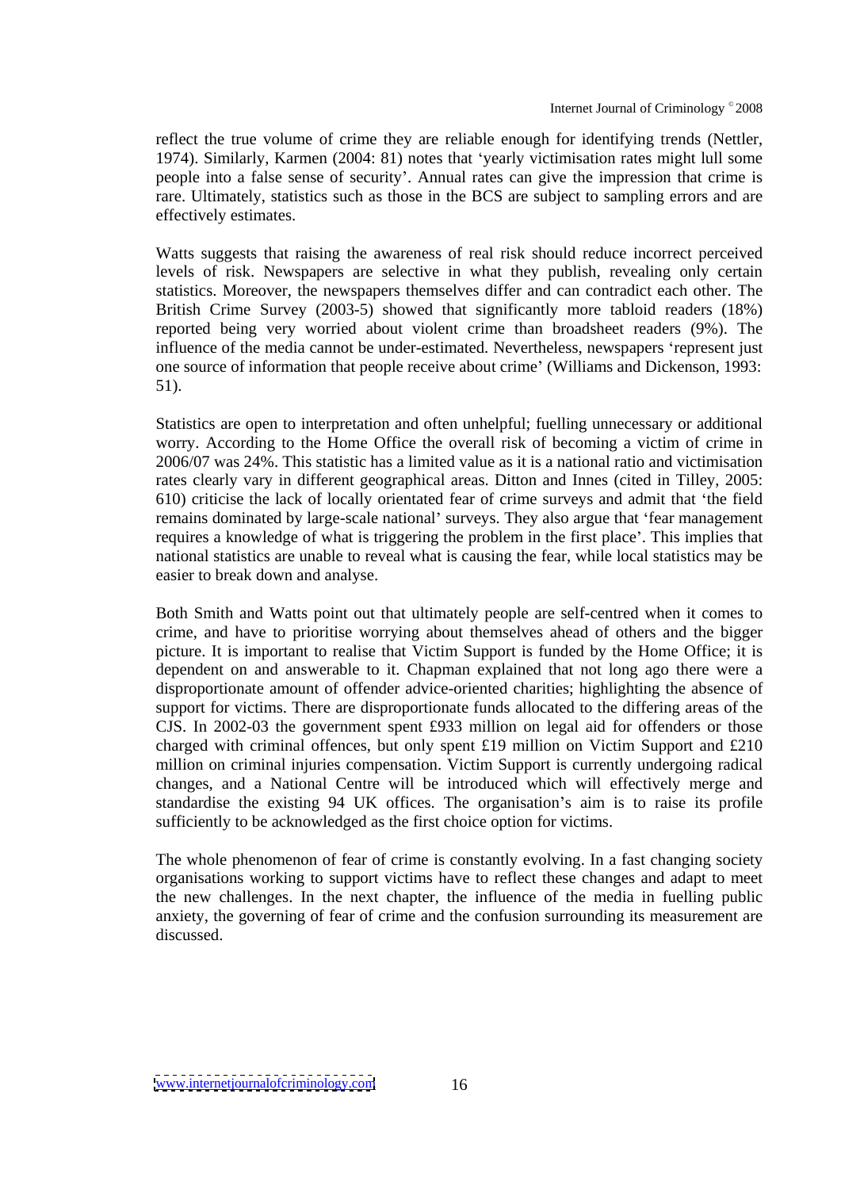reflect the true volume of crime they are reliable enough for identifying trends (Nettler, 1974). Similarly, Karmen (2004: 81) notes that 'yearly victimisation rates might lull some people into a false sense of security'. Annual rates can give the impression that crime is rare. Ultimately, statistics such as those in the BCS are subject to sampling errors and are effectively estimates.

Watts suggests that raising the awareness of real risk should reduce incorrect perceived levels of risk. Newspapers are selective in what they publish, revealing only certain statistics. Moreover, the newspapers themselves differ and can contradict each other. The British Crime Survey (2003-5) showed that significantly more tabloid readers (18%) reported being very worried about violent crime than broadsheet readers (9%). The influence of the media cannot be under-estimated. Nevertheless, newspapers 'represent just one source of information that people receive about crime' (Williams and Dickenson, 1993: 51).

Statistics are open to interpretation and often unhelpful; fuelling unnecessary or additional worry. According to the Home Office the overall risk of becoming a victim of crime in 2006/07 was 24%. This statistic has a limited value as it is a national ratio and victimisation rates clearly vary in different geographical areas. Ditton and Innes (cited in Tilley, 2005: 610) criticise the lack of locally orientated fear of crime surveys and admit that 'the field remains dominated by large-scale national' surveys. They also argue that 'fear management requires a knowledge of what is triggering the problem in the first place'. This implies that national statistics are unable to reveal what is causing the fear, while local statistics may be easier to break down and analyse.

Both Smith and Watts point out that ultimately people are self-centred when it comes to crime, and have to prioritise worrying about themselves ahead of others and the bigger picture. It is important to realise that Victim Support is funded by the Home Office; it is dependent on and answerable to it. Chapman explained that not long ago there were a disproportionate amount of offender advice-oriented charities; highlighting the absence of support for victims. There are disproportionate funds allocated to the differing areas of the CJS. In 2002-03 the government spent £933 million on legal aid for offenders or those charged with criminal offences, but only spent £19 million on Victim Support and £210 million on criminal injuries compensation. Victim Support is currently undergoing radical changes, and a National Centre will be introduced which will effectively merge and standardise the existing 94 UK offices. The organisation's aim is to raise its profile sufficiently to be acknowledged as the first choice option for victims.

The whole phenomenon of fear of crime is constantly evolving. In a fast changing society organisations working to support victims have to reflect these changes and adapt to meet the new challenges. In the next chapter, the influence of the media in fuelling public anxiety, the governing of fear of crime and the confusion surrounding its measurement are discussed.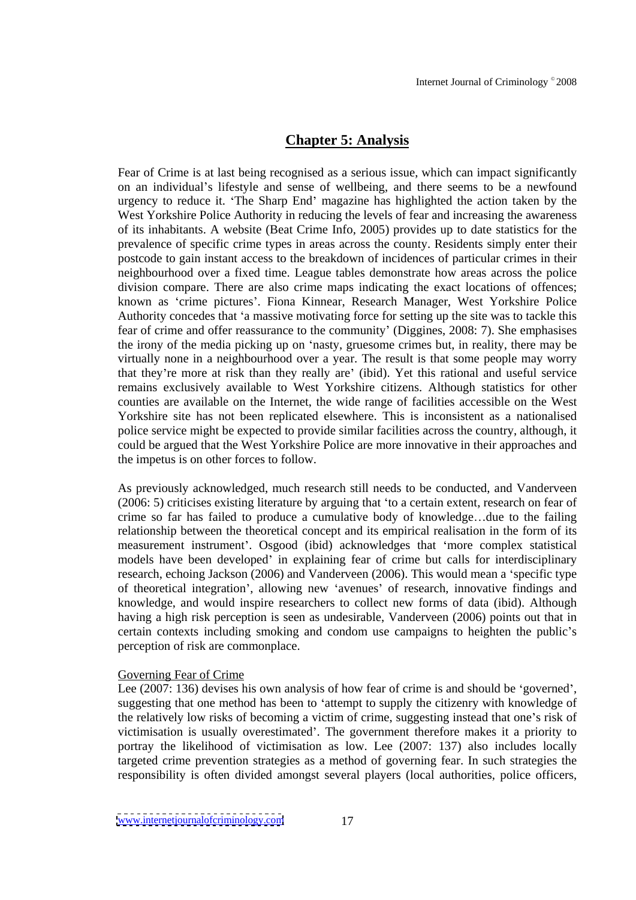# Chapter 5: Analysis

Fear of Crime is at last being recognised as a serious issue, which can impact significantly on an individual's lifestyle and sense of wellbeing, and there seems to be a newfound urgency to reduce it. 'The Sharp End' magazine has highlighted the action taken by the West Yorkshire Police Authority in reducing the levels of fear and increasing the awareness of its inhabitants. A website (Beat Crime Info, 2005) provides up to date statistics for the prevalence of specific crime types in areas across the county. Residents simply enter their postcode to gain instant access to the breakdown of incidences of particular crimes in their neighbourhood over a fixed time. League tables demonstrate how areas across the police division compare. There are also crime maps indicating the exact locations of offences; known as 'crime pictures'. Fiona Kinnear, Research Manager, West Yorkshire Police Authority concedes that 'a massive motivating force for setting up the site was to tackle this fear of crime and offer reassurance to the community' (Diggines, 2008: 7). She emphasises the irony of the media picking up on 'nasty, gruesome crimes but, in reality, there may be virtually none in a neighbourhood over a year. The result is that some people may worry that they're more at risk than they really are' (ibid). Yet this rational and useful service remains exclusively available to West Yorkshire citizens. Although statistics for other counties are available on the Internet, the wide range of facilities accessible on the West Yorkshire site has not been replicated elsewhere. This is inconsistent as a nationalised police service might be expected to provide similar facilities across the country, although, it could be argued that the West Yorkshire Police are more innovative in their approaches and the impetus is on other forces to follow.

As previously acknowledged, much research still needs to be conducted, and Vanderveen (2006: 5) criticises existing literature by arguing that 'to a certain extent, research on fear of crime so far has failed to produce a cumulative body of knowledge…due to the failing relationship between the theoretical concept and its empirical realisation in the form of its measurement instrument'. Osgood (ibid) acknowledges that 'more complex statistical models have been developed' in explaining fear of crime but calls for interdisciplinary research, echoing Jackson (2006) and Vanderveen (2006). This would mean a 'specific type of theoretical integration', allowing new 'avenues' of research, innovative findings and knowledge, and would inspire researchers to collect new forms of data (ibid). Although having a high risk perception is seen as undesirable, Vanderveen (2006) points out that in certain contexts including smoking and condom use campaigns to heighten the public's perception of risk are commonplace.

## Governing Fear of Crime

Lee (2007: 136) devises his own analysis of how fear of crime is and should be 'governed', suggesting that one method has been to 'attempt to supply the citizenry with knowledge of the relatively low risks of becoming a victim of crime, suggesting instead that one's risk of victimisation is usually overestimated'. The government therefore makes it a priority to portray the likelihood of victimisation as low. Lee (2007: 137) also includes locally targeted crime prevention strategies as a method of governing fear. In such strategies the responsibility is often divided amongst several players (local authorities, police officers,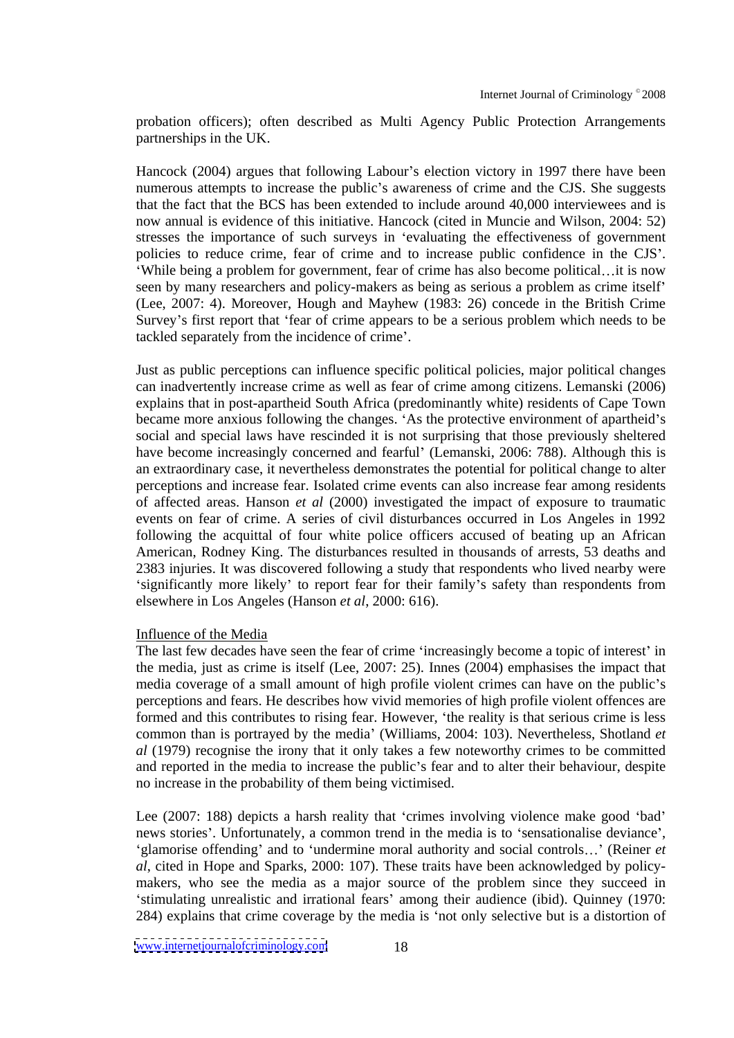probation officers); often described as Multi Agency Public Protection Arrangements partnerships in the UK.

Hancock (2004) argues that following Labour's election victory in 1997 there have been numerous attempts to increase the public's awareness of crime and the CJS. She suggests that the fact that the BCS has been extended to include around 40,000 interviewees and is now annual is evidence of this initiative. Hancock (cited in Muncie and Wilson, 2004: 52) stresses the importance of such surveys in 'evaluating the effectiveness of government policies to reduce crime, fear of crime and to increase public confidence in the CJS'. 'While being a problem for government, fear of crime has also become political…it is now seen by many researchers and policy-makers as being as serious a problem as crime itself' (Lee, 2007: 4). Moreover, Hough and Mayhew (1983: 26) concede in the British Crime Survey's first report that 'fear of crime appears to be a serious problem which needs to be tackled separately from the incidence of crime'.

Just as public perceptions can influence specific political policies, major political changes can inadvertently increase crime as well as fear of crime among citizens. Lemanski (2006) explains that in post-apartheid South Africa (predominantly white) residents of Cape Town became more anxious following the changes. 'As the protective environment of apartheid's social and special laws have rescinded it is not surprising that those previously sheltered have become increasingly concerned and fearful' (Lemanski, 2006: 788). Although this is an extraordinary case, it nevertheless demonstrates the potential for political change to alter perceptions and increase fear. Isolated crime events can also increase fear among residents of affected areas. Hanson *et al* (2000) investigated the impact of exposure to traumatic events on fear of crime. A series of civil disturbances occurred in Los Angeles in 1992 following the acquittal of four white police officers accused of beating up an African American, Rodney King. The disturbances resulted in thousands of arrests, 53 deaths and 2383 injuries. It was discovered following a study that respondents who lived nearby were 'significantly more likely' to report fear for their family's safety than respondents from elsewhere in Los Angeles (Hanson *et al*, 2000: 616).

Influence of the Media

The last few decades have seen the fear of crime 'increasingly become a topic of interest' in the media, just as crime is itself (Lee, 2007: 25). Innes (2004) emphasises the impact that media coverage of a small amount of high profile violent crimes can have on the public's perceptions and fears. He describes how vivid memories of high profile violent offences are formed and this contributes to rising fear. However, 'the reality is that serious crime is less common than is portrayed by the media' (Williams, 2004: 103). Nevertheless, Shotland *et al* (1979) recognise the irony that it only takes a few noteworthy crimes to be committed and reported in the media to increase the public's fear and to alter their behaviour, despite no increase in the probability of them being victimised.

Lee (2007: 188) depicts a harsh reality that 'crimes involving violence make good 'bad' news stories'. Unfortunately, a common trend in the media is to 'sensationalise deviance', 'glamorise offending' and to 'undermine moral authority and social controls…' (Reiner *et al*, cited in Hope and Sparks, 2000: 107). These traits have been acknowledged by policy-makers, who see the media as a major source of the problem since they succeed in 'stimulating unrealistic and irrational fears' among their audience (ibid). Quinney (1970: 284) explains that crime coverage by the media is 'not only selective but is a distortion of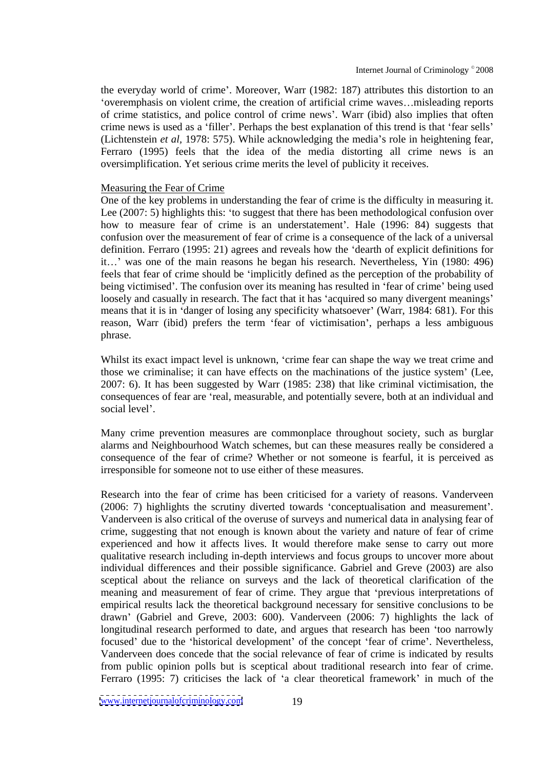the everyday world of crime'. Moreover, Warr (1982: 187) attributes this distortion to an 'overemphasis on violent crime, the creation of artificial crime waves…misleading reports of crime statistics, and police control of crime news'. Warr (ibid) also implies that often crime news is used as a 'filler'. Perhaps the best explanation of this trend is that 'fear sells' (Lichtenstein *et al*, 1978: 575). While acknowledging the media's role in heightening fear, Ferraro (1995) feels that the idea of the media distorting all crime news is an oversimplification. Yet serious crime merits the level of publicity it receives.

Measuring the Fear of Crime

One of the key problems in understanding the fear of crime is the difficulty in measuring it. Lee (2007: 5) highlights this: 'to suggest that there has been methodological confusion over how to measure fear of crime is an understatement'. Hale (1996: 84) suggests that confusion over the measurement of fear of crime is a consequence of the lack of a universal definition. Ferraro (1995: 21) agrees and reveals how the 'dearth of explicit definitions for it…' was one of the main reasons he began his research. Nevertheless, Yin (1980: 496) feels that fear of crime should be 'implicitly defined as the perception of the probability of being victimised'. The confusion over its meaning has resulted in 'fear of crime' being used loosely and casually in research. The fact that it has 'acquired so many divergent meanings' means that it is in 'danger of losing any specificity whatsoever' (Warr, 1984: 681). For this reason, Warr (ibid) prefers the term 'fear of victimisation', perhaps a less ambiguous phrase.

Whilst its exact impact level is unknown, 'crime fear can shape the way we treat crime and those we criminalise; it can have effects on the machinations of the justice system' (Lee, 2007: 6). It has been suggested by Warr (1985: 238) that like criminal victimisation, the consequences of fear are 'real, measurable, and potentially severe, both at an individual and social level'.

Many crime prevention measures are commonplace throughout society, such as burglar alarms and Neighbourhood Watch schemes, but can these measures really be considered a consequence of the fear of crime? Whether or not someone is fearful, it is perceived as irresponsible for someone not to use either of these measures.

Research into the fear of crime has been criticised for a variety of reasons. Vanderveen (2006: 7) highlights the scrutiny diverted towards 'conceptualisation and measurement'. Vanderveen is also critical of the overuse of surveys and numerical data in analysing fear of crime, suggesting that not enough is known about the variety and nature of fear of crime experienced and how it affects lives. It would therefore make sense to carry out more qualitative research including in-depth interviews and focus groups to uncover more about individual differences and their possible significance. Gabriel and Greve (2003) are also sceptical about the reliance on surveys and the lack of theoretical clarification of the meaning and measurement of fear of crime. They argue that 'previous interpretations of empirical results lack the theoretical background necessary for sensitive conclusions to be drawn' (Gabriel and Greve, 2003: 600). Vanderveen (2006: 7) highlights the lack of longitudinal research performed to date, and argues that research has been 'too narrowly focused' due to the 'historical development' of the concept 'fear of crime'. Nevertheless, Vanderveen does concede that the social relevance of fear of crime is indicated by results from public opinion polls but is sceptical about traditional research into fear of crime. Ferraro (1995: 7) criticises the lack of 'a clear theoretical framework' in much of the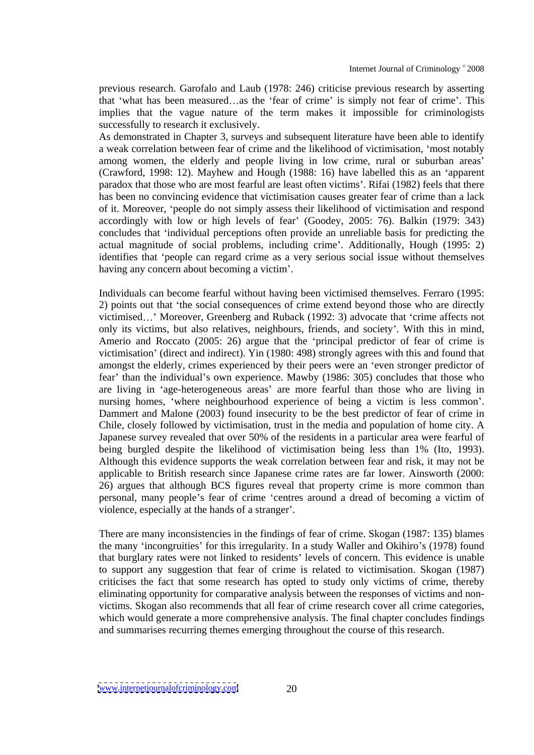previous research. Garofalo and Laub (1978: 246) criticise previous research by asserting that 'what has been measured…as the 'fear of crime' is simply not fear of crime'. This implies that the vague nature of the term makes it impossible for criminologists successfully to research it exclusively.

As demonstrated in Chapter 3, surveys and subsequent literature have been able to identify a weak correlation between fear of crime and the likelihood of victimisation, 'most notably among women, the elderly and people living in low crime, rural or suburban areas' (Crawford, 1998: 12). Mayhew and Hough (1988: 16) have labelled this as an 'apparent paradox that those who are most fearful are least often victims'. Rifai (1982) feels that there has been no convincing evidence that victimisation causes greater fear of crime than a lack of it. Moreover, 'people do not simply assess their likelihood of victimisation and respond accordingly with low or high levels of fear' (Goodey, 2005: 76). Balkin (1979: 343) concludes that 'individual perceptions often provide an unreliable basis for predicting the actual magnitude of social problems, including crime'. Additionally, Hough (1995: 2) identifies that 'people can regard crime as a very serious social issue without themselves having any concern about becoming a victim'.

Individuals can become fearful without having been victimised themselves. Ferraro (1995: 2) points out that 'the social consequences of crime extend beyond those who are directly victimised…' Moreover, Greenberg and Ruback (1992: 3) advocate that 'crime affects not only its victims, but also relatives, neighbours, friends, and society'. With this in mind, Amerio and Roccato (2005: 26) argue that the 'principal predictor of fear of crime is victimisation' (direct and indirect). Yin (1980: 498) strongly agrees with this and found that amongst the elderly, crimes experienced by their peers were an 'even stronger predictor of fear' than the individual's own experience. Mawby (1986: 305) concludes that those who are living in 'age-heterogeneous areas' are more fearful than those who are living in nursing homes, 'where neighbourhood experience of being a victim is less common'. Dammert and Malone (2003) found insecurity to be the best predictor of fear of crime in Chile, closely followed by victimisation, trust in the media and population of home city. A Japanese survey revealed that over 50% of the residents in a particular area were fearful of being burgled despite the likelihood of victimisation being less than 1% (Ito, 1993). Although this evidence supports the weak correlation between fear and risk, it may not be applicable to British research since Japanese crime rates are far lower. Ainsworth (2000: 26) argues that although BCS figures reveal that property crime is more common than personal, many people's fear of crime 'centres around a dread of becoming a victim of violence, especially at the hands of a stranger'.

There are many inconsistencies in the findings of fear of crime. Skogan (1987: 135) blames the many 'incongruities' for this irregularity. In a study Waller and Okihiro's (1978) found that burglary rates were not linked to residents' levels of concern. This evidence is unable to support any suggestion that fear of crime is related to victimisation. Skogan (1987) criticises the fact that some research has opted to study only victims of crime, thereby eliminating opportunity for comparative analysis between the responses of victims and non-victims. Skogan also recommends that all fear of crime research cover all crime categories, which would generate a more comprehensive analysis. The final chapter concludes findings and summarises recurring themes emerging throughout the course of this research.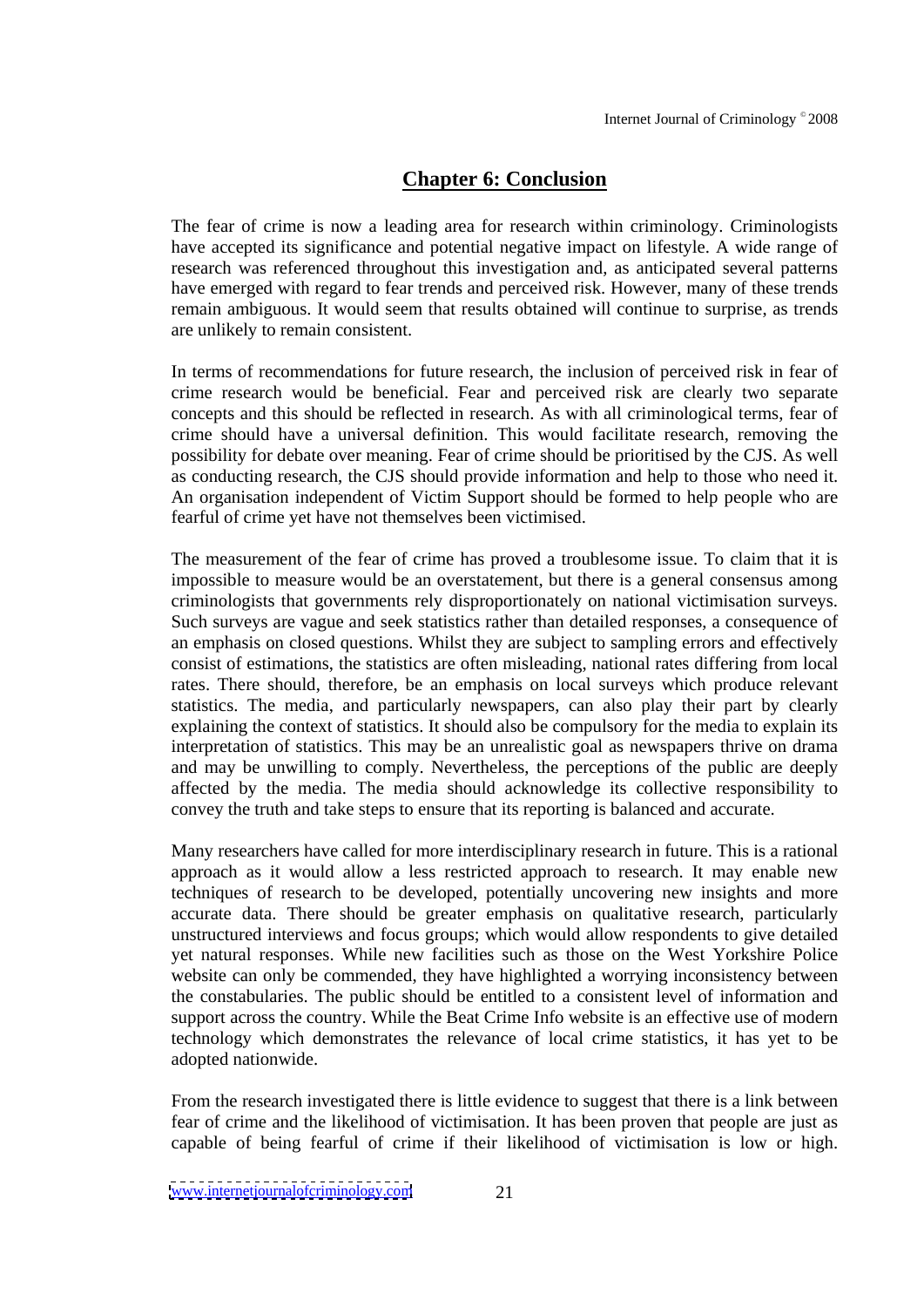## Chapter 6: Conclusion

The fear of crime is now a leading area for research within criminology. Criminologists have accepted its significance and potential negative impact on lifestyle. A wide range of research was referenced throughout this investigation and, as anticipated several patterns have emerged with regard to fear trends and perceived risk. However, many of these trends remain ambiguous. It would seem that results obtained will continue to surprise, as trends are unlikely to remain consistent.

In terms of recommendations for future research, the inclusion of perceived risk in fear of crime research would be beneficial. Fear and perceived risk are clearly two separate concepts and this should be reflected in research. As with all criminological terms, fear of crime should have a universal definition. This would facilitate research, removing the possibility for debate over meaning. Fear of crime should be prioritised by the CJS. As well as conducting research, the CJS should provide information and help to those who need it. An organisation independent of Victim Support should be formed to help people who are fearful of crime yet have not themselves been victimised.

The measurement of the fear of crime has proved a troublesome issue. To claim that it is impossible to measure would be an overstatement, but there is a general consensus among criminologists that governments rely disproportionately on national victimisation surveys. Such surveys are vague and seek statistics rather than detailed responses, a consequence of an emphasis on closed questions. Whilst they are subject to sampling errors and effectively consist of estimations, the statistics are often misleading, national rates differing from local rates. There should, therefore, be an emphasis on local surveys which produce relevant statistics. The media, and particularly newspapers, can also play their part by clearly explaining the context of statistics. It should also be compulsory for the media to explain its interpretation of statistics. This may be an unrealistic goal as newspapers thrive on drama and may be unwilling to comply. Nevertheless, the perceptions of the public are deeply affected by the media. The media should acknowledge its collective responsibility to convey the truth and take steps to ensure that its reporting is balanced and accurate.

Many researchers have called for more interdisciplinary research in future. This is a rational approach as it would allow a less restricted approach to research. It may enable new techniques of research to be developed, potentially uncovering new insights and more accurate data. There should be greater emphasis on qualitative research, particularly unstructured interviews and focus groups; which would allow respondents to give detailed yet natural responses. While new facilities such as those on the West Yorkshire Police website can only be commended, they have highlighted a worrying inconsistency between the constabularies. The public should be entitled to a consistent level of information and support across the country. While the Beat Crime Info website is an effective use of modern technology which demonstrates the relevance of local crime statistics, it has yet to be adopted nationwide.

From the research investigated there is little evidence to suggest that there is a link between fear of crime and the likelihood of victimisation. It has been proven that people are just as capable of being fearful of crime if their likelihood of victimisation is low or high.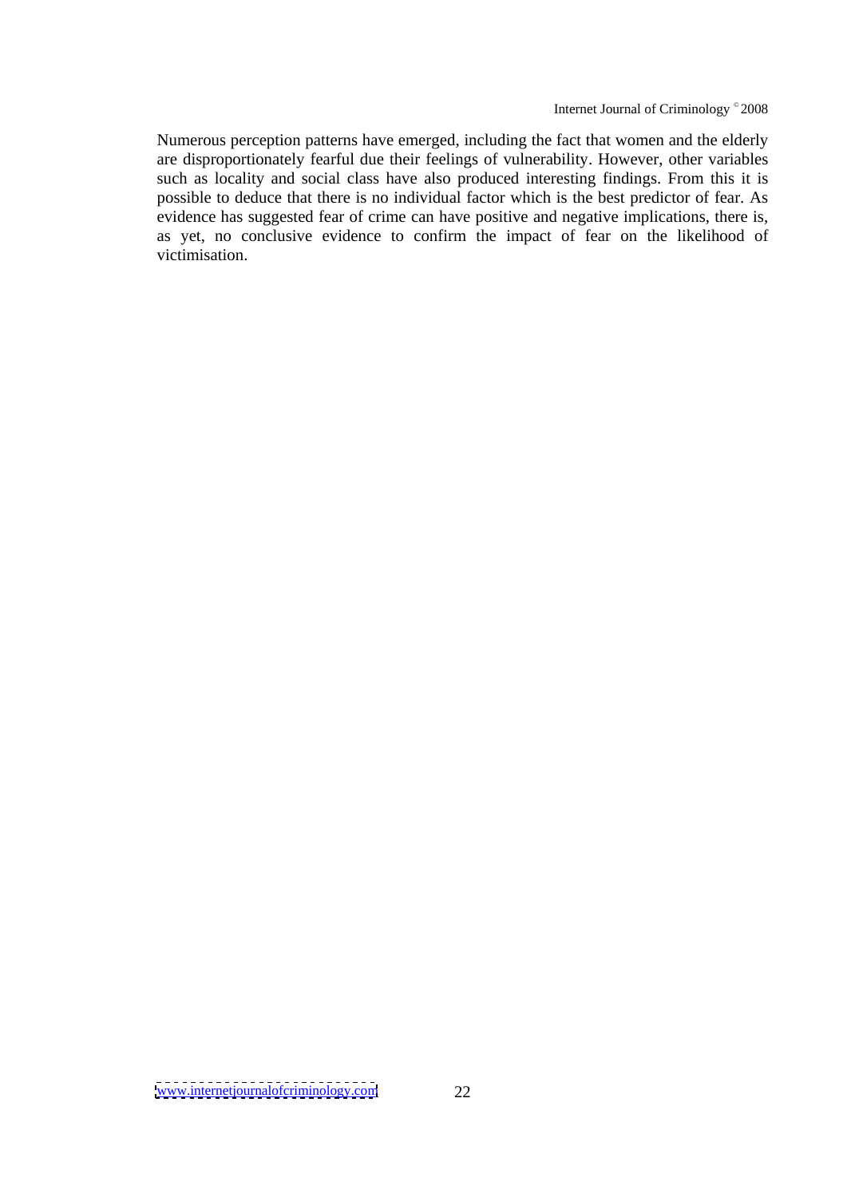Numerous perception patterns have emerged, including the fact that women and the elderly are disproportionately fearful due their feelings of vulnerability. However, other variables such as locality and social class have also produced interesting findings. From this it is possible to deduce that there is no individual factor which is the best predictor of fear. As evidence has suggested fear of crime can have positive and negative implications, there is, as yet, no conclusive evidence to confirm the impact of fear on the likelihood of victimisation.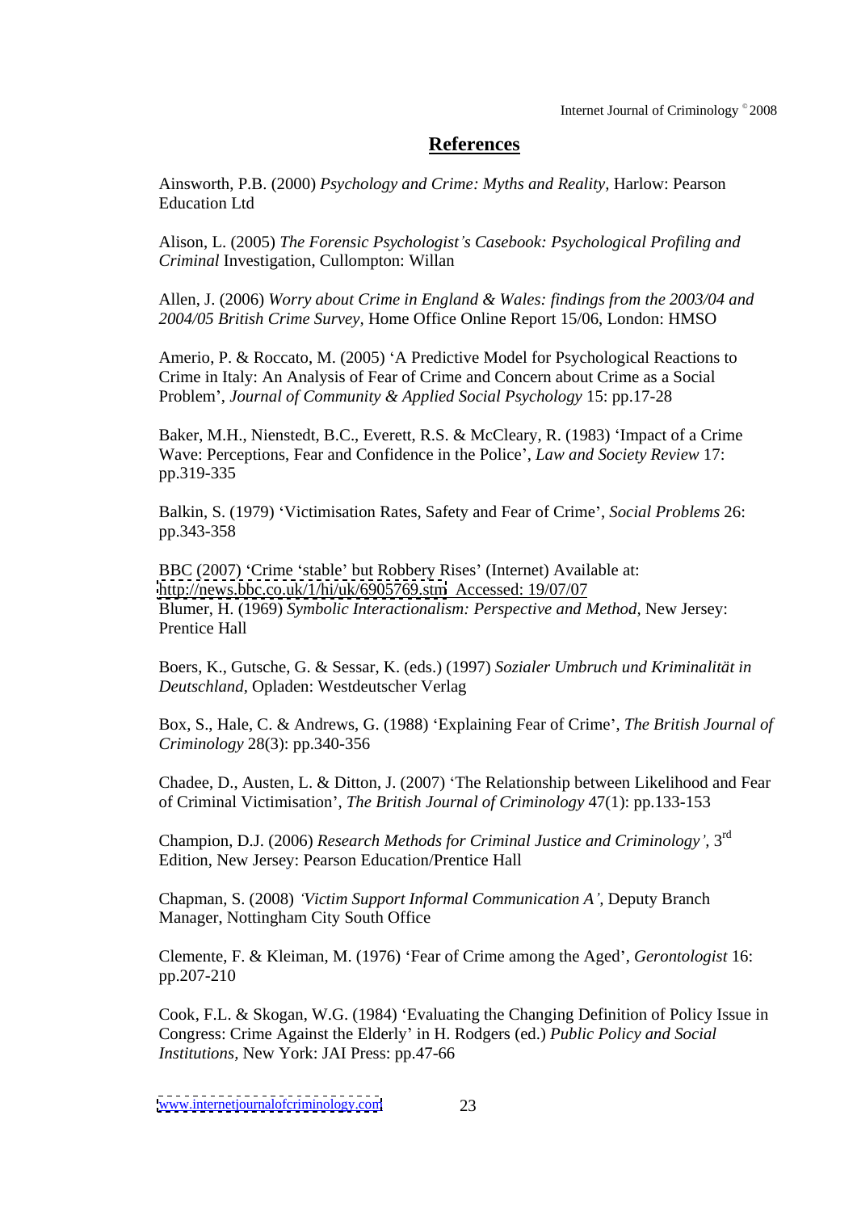## References

Ainsworth, P.B. (2000) *Psychology and Crime: Myths and Reality*, Harlow: Pearson Education Ltd

Alison, L. (2005) *The Forensic Psychologist's Casebook: Psychological Profiling and Criminal* Investigation, Cullompton: Willan

Allen, J. (2006) *Worry about Crime in England & Wales: findings from the 2003/04 and 2004/05 British Crime Survey*, Home Office Online Report 15/06, London: HMSO

Amerio, P. & Roccato, M. (2005) 'A Predictive Model for Psychological Reactions to Crime in Italy: An Analysis of Fear of Crime and Concern about Crime as a Social Problem', *Journal of Community & Applied Social Psychology* 15: pp.17-28

Baker, M.H., Nienstedt, B.C., Everett, R.S. & McCleary, R. (1983) 'Impact of a Crime Wave: Perceptions, Fear and Confidence in the Police', *Law and Society Review* 17: pp.319-335

Balkin, S. (1979) 'Victimisation Rates, Safety and Fear of Crime', *Social Problems* 26: pp.343-358

BBC (2007) 'Crime 'stable' but Robbery Rises' (Internet) Available at: http://news.bbc.co.uk/1/hi/uk/6905769.stm Accessed: 19/07/07

Blumer, H. (1969) *Symbolic Interactionalism: Perspective and Method*, New Jersey: Prentice Hall

Boers, K., Gutsche, G. & Sessar, K. (eds.) (1997) *Sozialer Umbruch und Kriminalität in Deutschland*, Opladen: Westdeutscher Verlag

Box, S., Hale, C. & Andrews, G. (1988) 'Explaining Fear of Crime', *The British Journal of Criminology* 28(3): pp.340-356

Chadee, D., Austen, L. & Ditton, J. (2007) 'The Relationship between Likelihood and Fear of Criminal Victimisation', *The British Journal of Criminology* 47(1): pp.133-153

Champion, D.J. (2006) *Research Methods for Criminal Justice and Criminology'*, 3rd Edition, New Jersey: Pearson Education/Prentice Hall

Chapman, S. (2008) *'Victim Support Informal Communication A'*, Deputy Branch Manager, Nottingham City South Office

Clemente, F. & Kleiman, M. (1976) 'Fear of Crime among the Aged', *Gerontologist* 16: pp.207-210

Cook, F.L. & Skogan, W.G. (1984) 'Evaluating the Changing Definition of Policy Issue in Congress: Crime Against the Elderly' in H. Rodgers (ed.) *Public Policy and Social Institutions*, New York: JAI Press: pp.47-66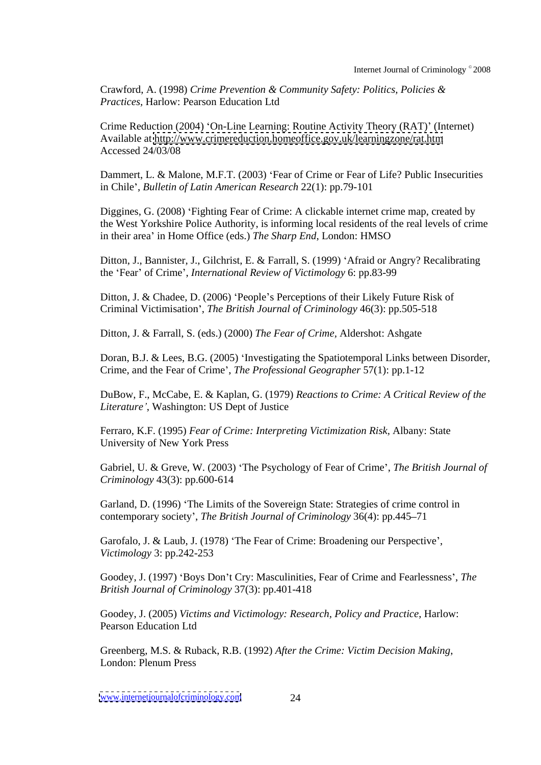Crawford, A. (1998) *Crime Prevention & Community Safety: Politics, Policies & Practices*, Harlow: Pearson Education Ltd

Crime Reduction (2004) 'On-Line Learning: Routine Activity Theory (RAT)' (Internet) Available at http://www.crimereduction.homeoffice.gov.uk/learningzone/rat.htm Accessed 24/03/08

Dammert, L. & Malone, M.F.T. (2003) 'Fear of Crime or Fear of Life? Public Insecurities in Chile', *Bulletin of Latin American Research* 22(1): pp.79-101

Diggines, G. (2008) 'Fighting Fear of Crime: A clickable internet crime map, created by the West Yorkshire Police Authority, is informing local residents of the real levels of crime in their area' in Home Office (eds.) *The Sharp End*, London: HMSO

Ditton, J., Bannister, J., Gilchrist, E. & Farrall, S. (1999) 'Afraid or Angry? Recalibrating the 'Fear' of Crime', *International Review of Victimology* 6: pp.83-99

Ditton, J. & Chadee, D. (2006) 'People's Perceptions of their Likely Future Risk of Criminal Victimisation', *The British Journal of Criminology* 46(3): pp.505-518

Ditton, J. & Farrall, S. (eds.) (2000) *The Fear of Crime*, Aldershot: Ashgate

Doran, B.J. & Lees, B.G. (2005) 'Investigating the Spatiotemporal Links between Disorder, Crime, and the Fear of Crime', *The Professional Geographer* 57(1): pp.1-12

DuBow, F., McCabe, E. & Kaplan, G. (1979) *Reactions to Crime: A Critical Review of the Literature'*, Washington: US Dept of Justice

Ferraro, K.F. (1995) *Fear of Crime: Interpreting Victimization Risk*, Albany: State University of New York Press

Gabriel, U. & Greve, W. (2003) 'The Psychology of Fear of Crime', *The British Journal of Criminology* 43(3): pp.600-614

Garland, D. (1996) 'The Limits of the Sovereign State: Strategies of crime control in contemporary society', *The British Journal of Criminology* 36(4): pp.445–71

Garofalo, J. & Laub, J. (1978) 'The Fear of Crime: Broadening our Perspective', *Victimology* 3: pp.242-253

Goodey, J. (1997) 'Boys Don't Cry: Masculinities, Fear of Crime and Fearlessness', *The British Journal of Criminology* 37(3): pp.401-418

Goodey, J. (2005) *Victims and Victimology: Research, Policy and Practice*, Harlow: Pearson Education Ltd

Greenberg, M.S. & Ruback, R.B. (1992) *After the Crime: Victim Decision Making*, London: Plenum Press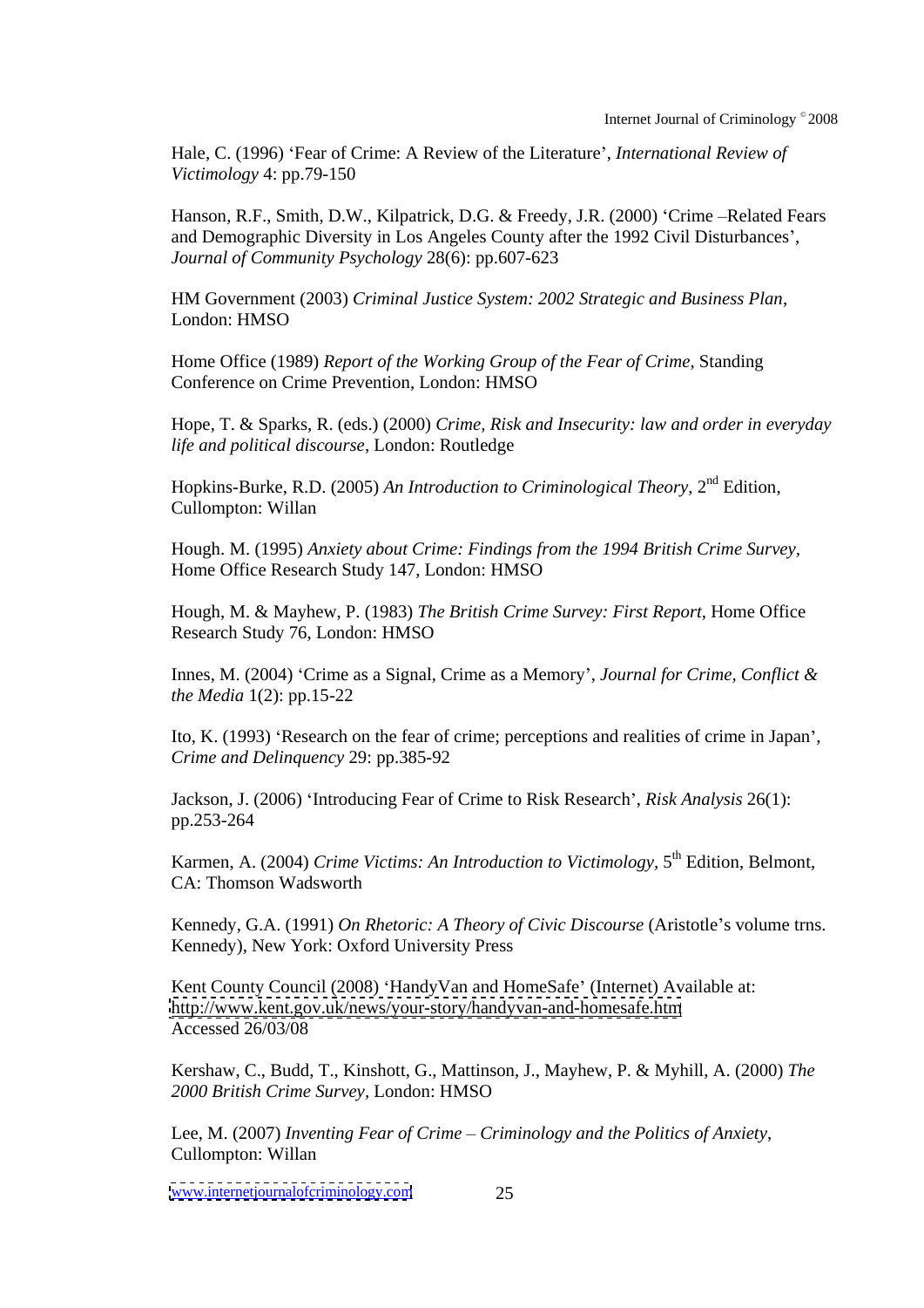Hale, C. (1996) 'Fear of Crime: A Review of the Literature', *International Review of Victimology* 4: pp.79-150

Hanson, R.F., Smith, D.W., Kilpatrick, D.G. & Freedy, J.R. (2000) 'Crime –Related Fears and Demographic Diversity in Los Angeles County after the 1992 Civil Disturbances', *Journal of Community Psychology* 28(6): pp.607-623

HM Government (2003) *Criminal Justice System: 2002 Strategic and Business Plan*, London: HMSO

Home Office (1989) *Report of the Working Group of the Fear of Crime*, Standing Conference on Crime Prevention, London: HMSO

Hope, T. & Sparks, R. (eds.) (2000) *Crime, Risk and Insecurity: law and order in everyday life and political discourse*, London: Routledge

Hopkins-Burke, R.D. (2005) *An Introduction to Criminological Theory*, 2nd Edition, Cullompton: Willan

Hough. M. (1995) *Anxiety about Crime: Findings from the 1994 British Crime Survey*, Home Office Research Study 147, London: HMSO

Hough, M. & Mayhew, P. (1983) *The British Crime Survey: First Report*, Home Office Research Study 76, London: HMSO

Innes, M. (2004) 'Crime as a Signal, Crime as a Memory', *Journal for Crime, Conflict & the Media* 1(2): pp.15-22

Ito, K. (1993) 'Research on the fear of crime; perceptions and realities of crime in Japan', *Crime and Delinquency* 29: pp.385-92

Jackson, J. (2006) 'Introducing Fear of Crime to Risk Research', *Risk Analysis* 26(1): pp.253-264

Karmen, A. (2004) *Crime Victims: An Introduction to Victimology*, 5th Edition, Belmont, CA: Thomson Wadsworth

Kennedy, G.A. (1991) *On Rhetoric: A Theory of Civic Discourse* (Aristotle's volume trns. Kennedy), New York: Oxford University Press

Kent County Council (2008) 'HandyVan and HomeSafe' (Internet) Available at: http://www.kent.gov.uk/news/your-story/handyvan-and-homesafe.htm Accessed 26/03/08

Kershaw, C., Budd, T., Kinshott, G., Mattinson, J., Mayhew, P. & Myhill, A. (2000) *The 2000 British Crime Survey*, London: HMSO

Lee, M. (2007) *Inventing Fear of Crime – Criminology and the Politics of Anxiety*, Cullompton: Willan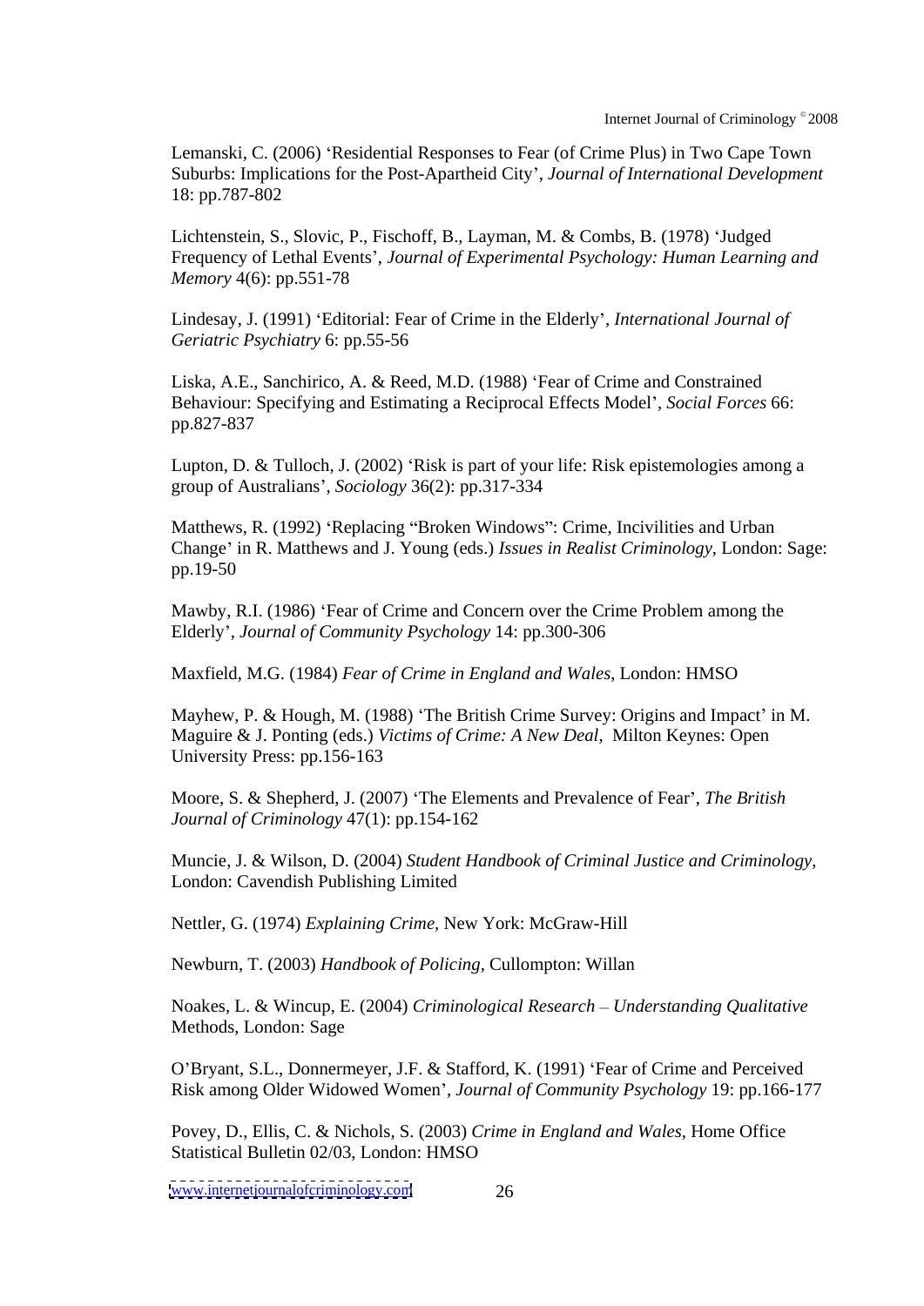Lemanski, C. (2006) 'Residential Responses to Fear (of Crime Plus) in Two Cape Town Suburbs: Implications for the Post-Apartheid City', *Journal of International Development* 18: pp.787-802

Lichtenstein, S., Slovic, P., Fischoff, B., Layman, M. & Combs, B. (1978) 'Judged Frequency of Lethal Events', *Journal of Experimental Psychology: Human Learning and Memory* 4(6): pp.551-78

Lindesay, J. (1991) 'Editorial: Fear of Crime in the Elderly', *International Journal of Geriatric Psychiatry* 6: pp.55-56

Liska, A.E., Sanchirico, A. & Reed, M.D. (1988) 'Fear of Crime and Constrained Behaviour: Specifying and Estimating a Reciprocal Effects Model', *Social Forces* 66: pp.827-837

Lupton, D. & Tulloch, J. (2002) 'Risk is part of your life: Risk epistemologies among a group of Australians', *Sociology* 36(2): pp.317-334

Matthews, R. (1992) 'Replacing "Broken Windows": Crime, Incivilities and Urban Change' in R. Matthews and J. Young (eds.) *Issues in Realist Criminology*, London: Sage: pp.19-50

Mawby, R.I. (1986) 'Fear of Crime and Concern over the Crime Problem among the Elderly', *Journal of Community Psychology* 14: pp.300-306

Maxfield, M.G. (1984) *Fear of Crime in England and Wales*, London: HMSO

Mayhew, P. & Hough, M. (1988) 'The British Crime Survey: Origins and Impact' in M. Maguire & J. Ponting (eds.) *Victims of Crime: A New Deal*, Milton Keynes: Open University Press: pp.156-163

Moore, S. & Shepherd, J. (2007) 'The Elements and Prevalence of Fear', *The British Journal of Criminology* 47(1): pp.154-162

Muncie, J. & Wilson, D. (2004) *Student Handbook of Criminal Justice and Criminology*, London: Cavendish Publishing Limited

Nettler, G. (1974) *Explaining Crime*, New York: McGraw-Hill

Newburn, T. (2003) *Handbook of Policing*, Cullompton: Willan

Noakes, L. & Wincup, E. (2004) *Criminological Research – Understanding Qualitative* Methods, London: Sage

O'Bryant, S.L., Donnermeyer, J.F. & Stafford, K. (1991) 'Fear of Crime and Perceived Risk among Older Widowed Women', *Journal of Community Psychology* 19: pp.166-177

Povey, D., Ellis, C. & Nichols, S. (2003) *Crime in England and Wales*, Home Office Statistical Bulletin 02/03, London: HMSO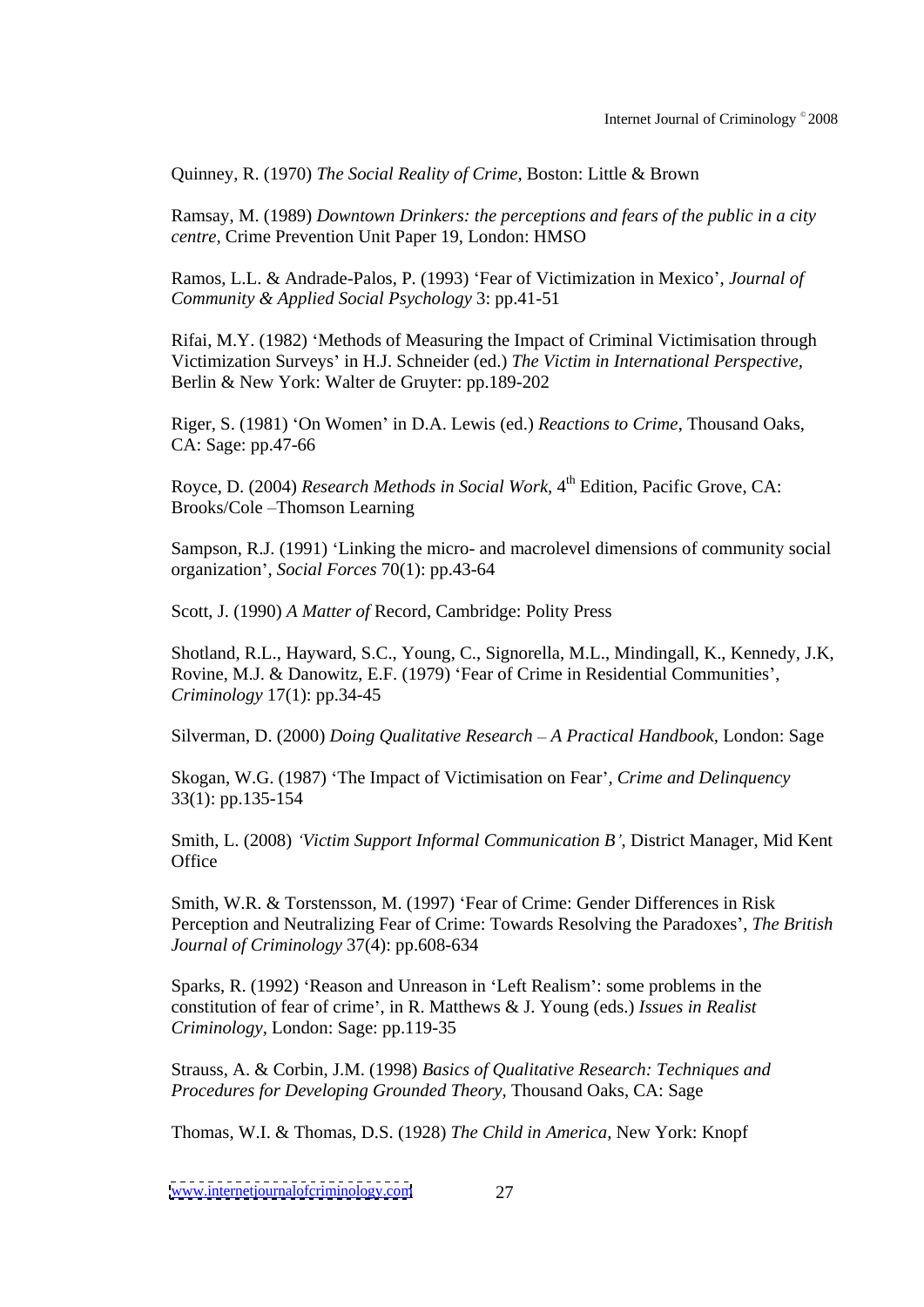Quinney, R. (1970) *The Social Reality of Crime*, Boston: Little & Brown

Ramsay, M. (1989) *Downtown Drinkers: the perceptions and fears of the public in a city centre*, Crime Prevention Unit Paper 19, London: HMSO

Ramos, L.L. & Andrade-Palos, P. (1993) 'Fear of Victimization in Mexico', *Journal of Community & Applied Social Psychology* 3: pp.41-51

Rifai, M.Y. (1982) 'Methods of Measuring the Impact of Criminal Victimisation through Victimization Surveys' in H.J. Schneider (ed.) *The Victim in International Perspective*, Berlin & New York: Walter de Gruyter: pp.189-202

Riger, S. (1981) 'On Women' in D.A. Lewis (ed.) *Reactions to Crime*, Thousand Oaks, CA: Sage: pp.47-66

Royce, D. (2004) *Research Methods in Social Work*, 4th Edition, Pacific Grove, CA: Brooks/Cole –Thomson Learning

Sampson, R.J. (1991) 'Linking the micro- and macrolevel dimensions of community social organization', *Social Forces* 70(1): pp.43-64

Scott, J. (1990) *A Matter of* Record, Cambridge: Polity Press

Shotland, R.L., Hayward, S.C., Young, C., Signorella, M.L., Mindingall, K., Kennedy, J.K, Rovine, M.J. & Danowitz, E.F. (1979) 'Fear of Crime in Residential Communities', *Criminology* 17(1): pp.34-45

Silverman, D. (2000) *Doing Qualitative Research – A Practical Handbook*, London: Sage

Skogan, W.G. (1987) 'The Impact of Victimisation on Fear', *Crime and Delinquency* 33(1): pp.135-154

Smith, L. (2008) *'Victim Support Informal Communication B'*, District Manager, Mid Kent Office

Smith, W.R. & Torstensson, M. (1997) 'Fear of Crime: Gender Differences in Risk Perception and Neutralizing Fear of Crime: Towards Resolving the Paradoxes', *The British Journal of Criminology* 37(4): pp.608-634

Sparks, R. (1992) 'Reason and Unreason in 'Left Realism': some problems in the constitution of fear of crime', in R. Matthews & J. Young (eds.) *Issues in Realist Criminology*, London: Sage: pp.119-35

Strauss, A. & Corbin, J.M. (1998) *Basics of Qualitative Research: Techniques and Procedures for Developing Grounded Theory*, Thousand Oaks, CA: Sage

Thomas, W.I. & Thomas, D.S. (1928) *The Child in America*, New York: Knopf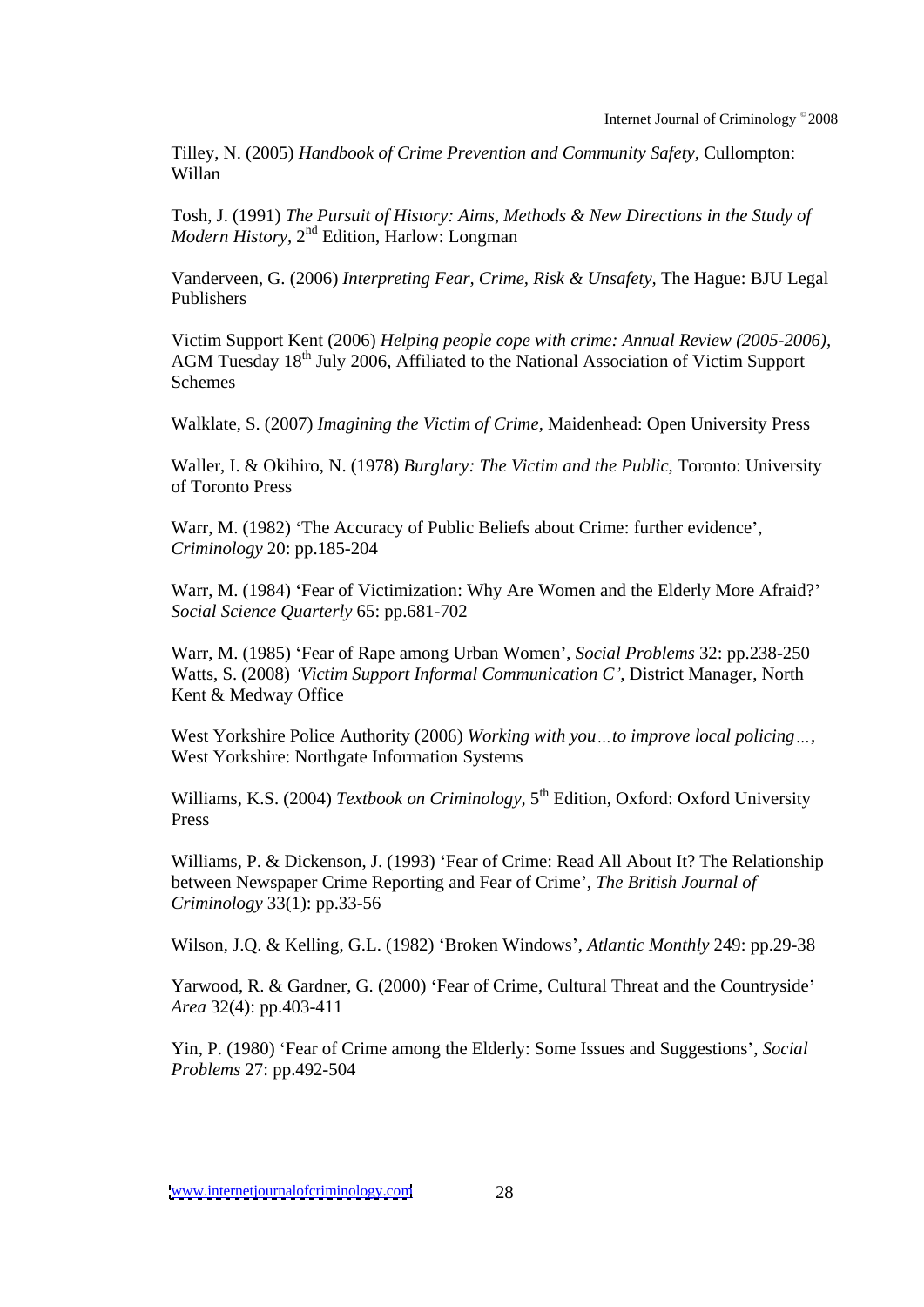Tilley, N. (2005) *Handbook of Crime Prevention and Community Safety*, Cullompton: Willan

Tosh, J. (1991) *The Pursuit of History: Aims, Methods & New Directions in the Study of Modern History*, 2nd Edition, Harlow: Longman

Vanderveen, G. (2006) *Interpreting Fear, Crime, Risk & Unsafety*, The Hague: BJU Legal Publishers

Victim Support Kent (2006) *Helping people cope with crime: Annual Review (2005-2006)*, AGM Tuesday 18th July 2006, Affiliated to the National Association of Victim Support Schemes

Walklate, S. (2007) *Imagining the Victim of Crime*, Maidenhead: Open University Press

Waller, I. & Okihiro, N. (1978) *Burglary: The Victim and the Public*, Toronto: University of Toronto Press

Warr, M. (1982) 'The Accuracy of Public Beliefs about Crime: further evidence', *Criminology* 20: pp.185-204

Warr, M. (1984) 'Fear of Victimization: Why Are Women and the Elderly More Afraid?' *Social Science Quarterly* 65: pp.681-702

Warr, M. (1985) 'Fear of Rape among Urban Women', *Social Problems* 32: pp.238-250

Watts, S. (2008) *'Victim Support Informal Communication C'*, District Manager, North Kent & Medway Office

West Yorkshire Police Authority (2006) *Working with you…to improve local policing…*, West Yorkshire: Northgate Information Systems

Williams, K.S. (2004) *Textbook on Criminology*, 5th Edition, Oxford: Oxford University Press

Williams, P. & Dickenson, J. (1993) 'Fear of Crime: Read All About It? The Relationship between Newspaper Crime Reporting and Fear of Crime', *The British Journal of Criminology* 33(1): pp.33-56

Wilson, J.Q. & Kelling, G.L. (1982) 'Broken Windows', *Atlantic Monthly* 249: pp.29-38

Yarwood, R. & Gardner, G. (2000) 'Fear of Crime, Cultural Threat and the Countryside' *Area* 32(4): pp.403-411

Yin, P. (1980) 'Fear of Crime among the Elderly: Some Issues and Suggestions', *Social Problems* 27: pp.492-504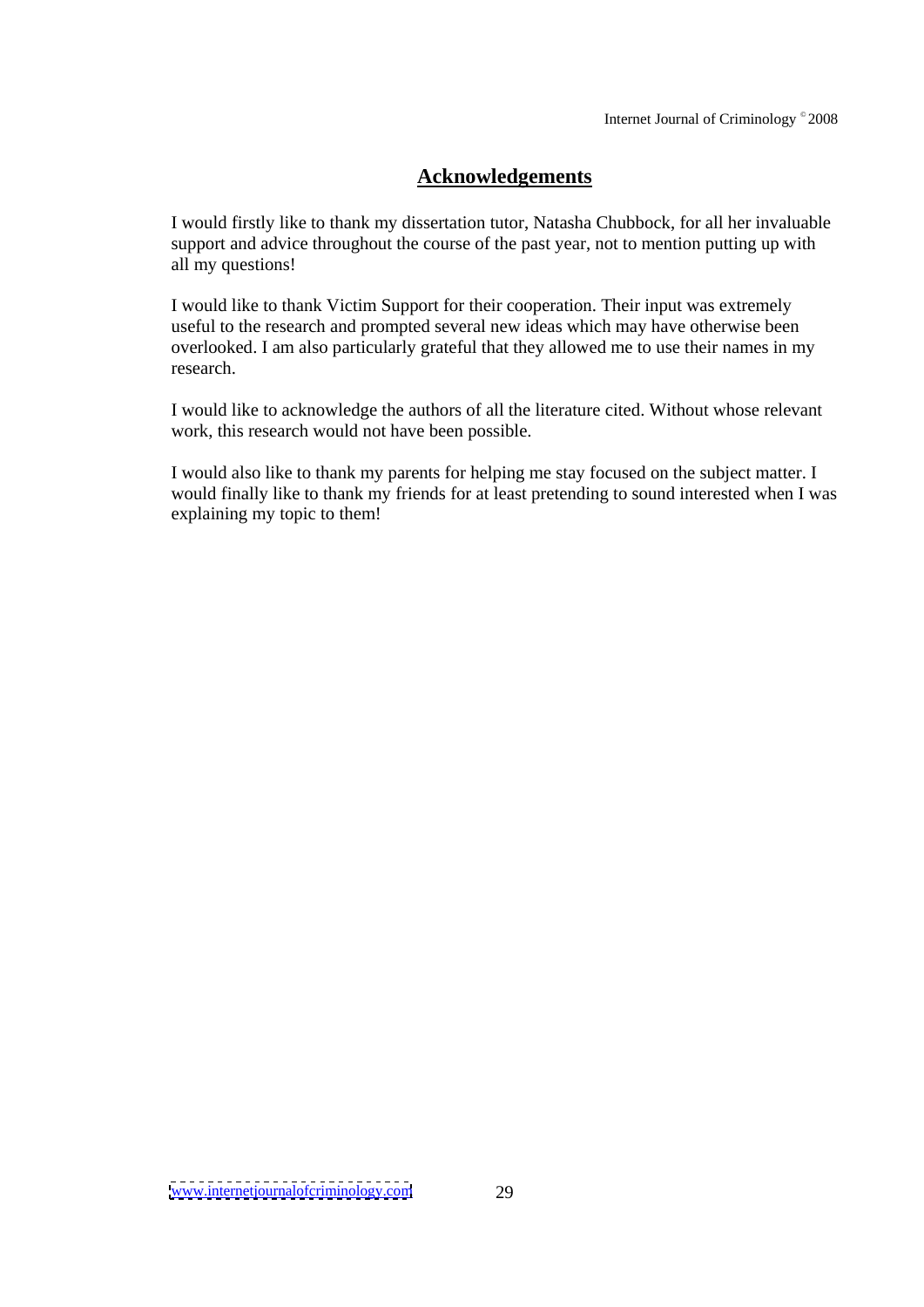## Acknowledgements

I would firstly like to thank my dissertation tutor, Natasha Chubbock, for all her invaluable support and advice throughout the course of the past year, not to mention putting up with all my questions!

I would like to thank Victim Support for their cooperation. Their input was extremely useful to the research and prompted several new ideas which may have otherwise been overlooked. I am also particularly grateful that they allowed me to use their names in my research.

I would like to acknowledge the authors of all the literature cited. Without whose relevant work, this research would not have been possible.

I would also like to thank my parents for helping me stay focused on the subject matter. I would finally like to thank my friends for at least pretending to sound interested when I was explaining my topic to them!